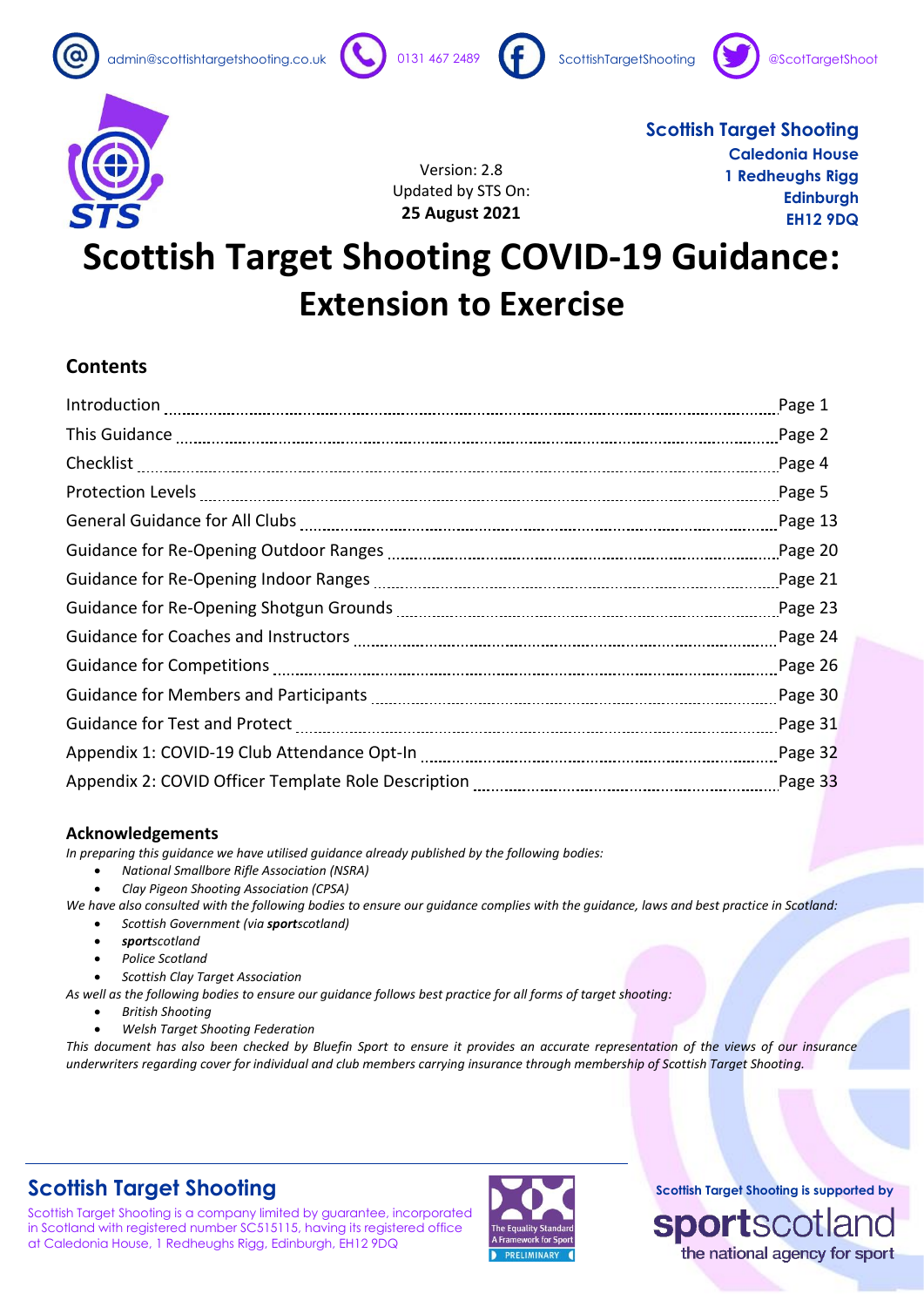admin@scottishtargetshooting.co.uk 0131 467 2489 ScottishTargetShooting @ScotTargetShoot

**Scottish Target Shooting**
**Caledonia House**
**1 Redheughs Rigg**
**Edinburgh**
**EH12 9DQ**

Version: 2.8
Updated by STS On:
**25 August 2021**

# Scottish Target Shooting COVID-19 Guidance: Extension to Exercise

## Contents

| | |
|---|---|
| Introduction | Page 1 |
| This Guidance | Page 2 |
| Checklist | Page 4 |
| Protection Levels | Page 5 |
| General Guidance for All Clubs | Page 13 |
| Guidance for Re-Opening Outdoor Ranges | Page 20 |
| Guidance for Re-Opening Indoor Ranges | Page 21 |
| Guidance for Re-Opening Shotgun Grounds | Page 23 |
| Guidance for Coaches and Instructors | Page 24 |
| Guidance for Competitions | Page 26 |
| Guidance for Members and Participants | Page 30 |
| Guidance for Test and Protect | Page 31 |
| Appendix 1: COVID-19 Club Attendance Opt-In | Page 32 |
| Appendix 2: COVID Officer Template Role Description | Page 33 |

### Acknowledgements

*In preparing this guidance we have utilised guidance already published by the following bodies:*

- *National Smallbore Rifle Association (NSRA)*
- *Clay Pigeon Shooting Association (CPSA)*

*We have also consulted with the following bodies to ensure our guidance complies with the guidance, laws and best practice in Scotland:*

- *Scottish Government (via **sport**scotland)*
- ***sport**scotland*
- *Police Scotland*
- *Scottish Clay Target Association*

*As well as the following bodies to ensure our guidance follows best practice for all forms of target shooting:*

- *British Shooting*
- *Welsh Target Shooting Federation*

*This document has also been checked by Bluefin Sport to ensure it provides an accurate representation of the views of our insurance underwriters regarding cover for individual and club members carrying insurance through membership of Scottish Target Shooting.*

**Scottish Target Shooting**

Scottish Target Shooting is a company limited by guarantee, incorporated in Scotland with registered number SC515115, having its registered office at Caledonia House, 1 Redheughs Rigg, Edinburgh, EH12 9DQ

The Equality Standard A Framework for Sport PRELIMINARY

Scottish Target Shooting is supported by sportscotland the national agency for sport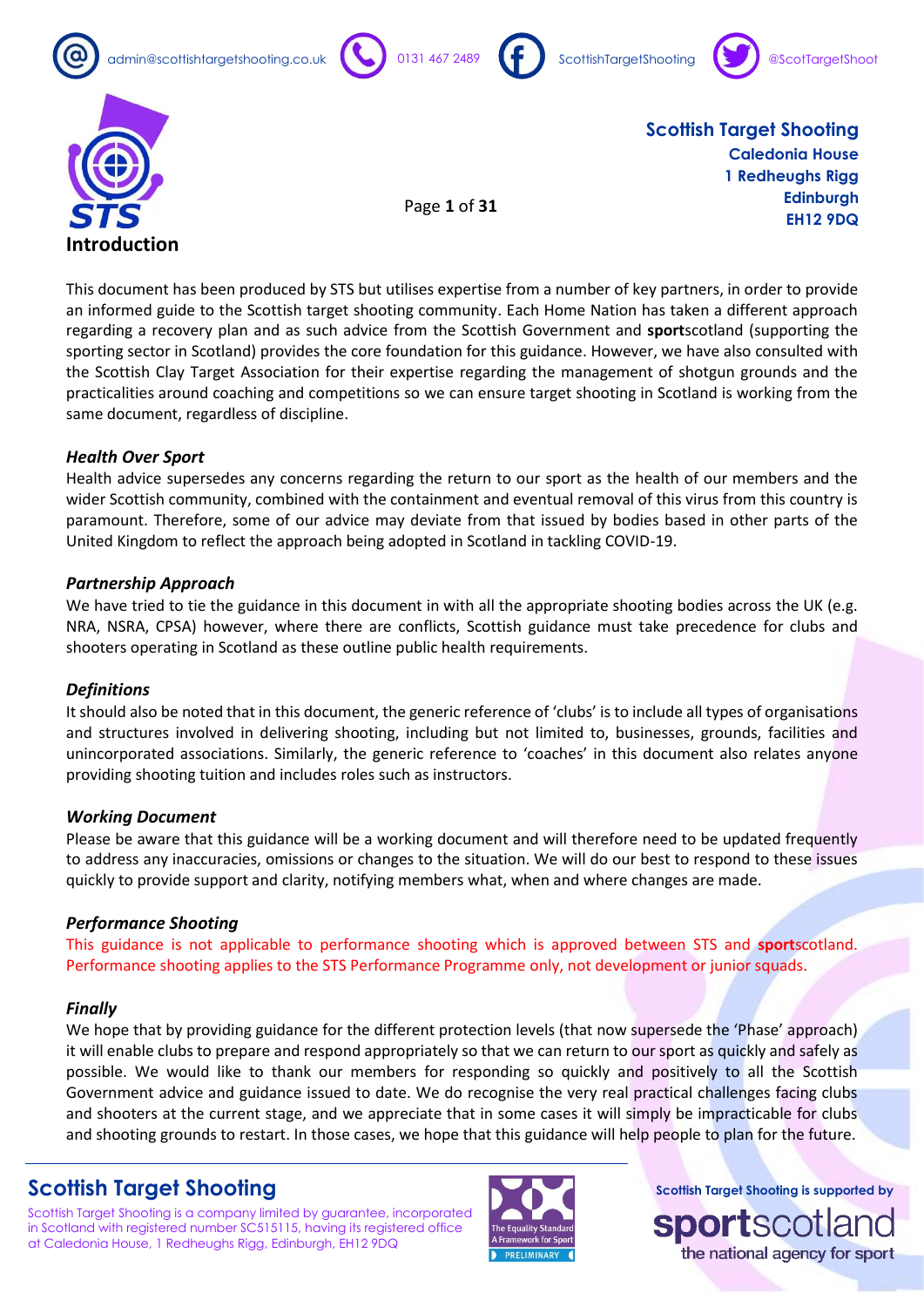## Introduction

This document has been produced by STS but utilises expertise from a number of key partners, in order to provide an informed guide to the Scottish target shooting community. Each Home Nation has taken a different approach regarding a recovery plan and as such advice from the Scottish Government and **sport**scotland (supporting the sporting sector in Scotland) provides the core foundation for this guidance. However, we have also consulted with the Scottish Clay Target Association for their expertise regarding the management of shotgun grounds and the practicalities around coaching and competitions so we can ensure target shooting in Scotland is working from the same document, regardless of discipline.

### *Health Over Sport*

Health advice supersedes any concerns regarding the return to our sport as the health of our members and the wider Scottish community, combined with the containment and eventual removal of this virus from this country is paramount. Therefore, some of our advice may deviate from that issued by bodies based in other parts of the United Kingdom to reflect the approach being adopted in Scotland in tackling COVID-19.

### *Partnership Approach*

We have tried to tie the guidance in this document in with all the appropriate shooting bodies across the UK (e.g. NRA, NSRA, CPSA) however, where there are conflicts, Scottish guidance must take precedence for clubs and shooters operating in Scotland as these outline public health requirements.

### *Definitions*

It should also be noted that in this document, the generic reference of 'clubs' is to include all types of organisations and structures involved in delivering shooting, including but not limited to, businesses, grounds, facilities and unincorporated associations. Similarly, the generic reference to 'coaches' in this document also relates anyone providing shooting tuition and includes roles such as instructors.

### *Working Document*

Please be aware that this guidance will be a working document and will therefore need to be updated frequently to address any inaccuracies, omissions or changes to the situation. We will do our best to respond to these issues quickly to provide support and clarity, notifying members what, when and where changes are made.

### *Performance Shooting*

This guidance is not applicable to performance shooting which is approved between STS and **sport**scotland. Performance shooting applies to the STS Performance Programme only, not development or junior squads.

### *Finally*

We hope that by providing guidance for the different protection levels (that now supersede the 'Phase' approach) it will enable clubs to prepare and respond appropriately so that we can return to our sport as quickly and safely as possible. We would like to thank our members for responding so quickly and positively to all the Scottish Government advice and guidance issued to date. We do recognise the very real practical challenges facing clubs and shooters at the current stage, and we appreciate that in some cases it will simply be impracticable for clubs and shooting grounds to restart. In those cases, we hope that this guidance will help people to plan for the future.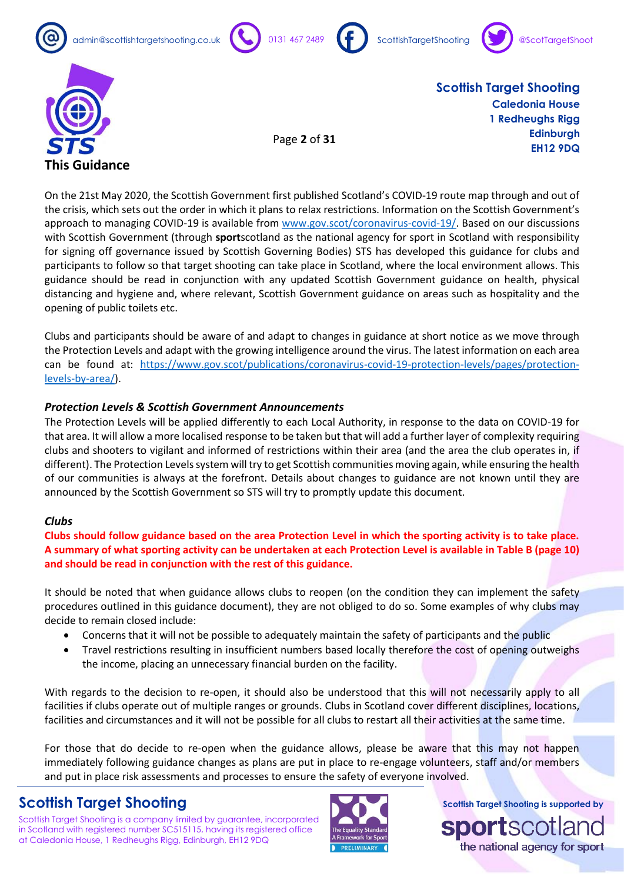## This Guidance

On the 21st May 2020, the Scottish Government first published Scotland's COVID-19 route map through and out of the crisis, which sets out the order in which it plans to relax restrictions. Information on the Scottish Government's approach to managing COVID-19 is available from www.gov.scot/coronavirus-covid-19/. Based on our discussions with Scottish Government (through **sport**scotland as the national agency for sport in Scotland with responsibility for signing off governance issued by Scottish Governing Bodies) STS has developed this guidance for clubs and participants to follow so that target shooting can take place in Scotland, where the local environment allows. This guidance should be read in conjunction with any updated Scottish Government guidance on health, physical distancing and hygiene and, where relevant, Scottish Government guidance on areas such as hospitality and the opening of public toilets etc.

Clubs and participants should be aware of and adapt to changes in guidance at short notice as we move through the Protection Levels and adapt with the growing intelligence around the virus. The latest information on each area can be found at: https://www.gov.scot/publications/coronavirus-covid-19-protection-levels/pages/protection-levels-by-area/).

### *Protection Levels & Scottish Government Announcements*

The Protection Levels will be applied differently to each Local Authority, in response to the data on COVID-19 for that area. It will allow a more localised response to be taken but that will add a further layer of complexity requiring clubs and shooters to vigilant and informed of restrictions within their area (and the area the club operates in, if different). The Protection Levels system will try to get Scottish communities moving again, while ensuring the health of our communities is always at the forefront. Details about changes to guidance are not known until they are announced by the Scottish Government so STS will try to promptly update this document.

### *Clubs*

**Clubs should follow guidance based on the area Protection Level in which the sporting activity is to take place. A summary of what sporting activity can be undertaken at each Protection Level is available in Table B (page 10) and should be read in conjunction with the rest of this guidance.**

It should be noted that when guidance allows clubs to reopen (on the condition they can implement the safety procedures outlined in this guidance document), they are not obliged to do so. Some examples of why clubs may decide to remain closed include:

- Concerns that it will not be possible to adequately maintain the safety of participants and the public
- Travel restrictions resulting in insufficient numbers based locally therefore the cost of opening outweighs the income, placing an unnecessary financial burden on the facility.

With regards to the decision to re-open, it should also be understood that this will not necessarily apply to all facilities if clubs operate out of multiple ranges or grounds. Clubs in Scotland cover different disciplines, locations, facilities and circumstances and it will not be possible for all clubs to restart all their activities at the same time.

For those that do decide to re-open when the guidance allows, please be aware that this may not happen immediately following guidance changes as plans are put in place to re-engage volunteers, staff and/or members and put in place risk assessments and processes to ensure the safety of everyone involved.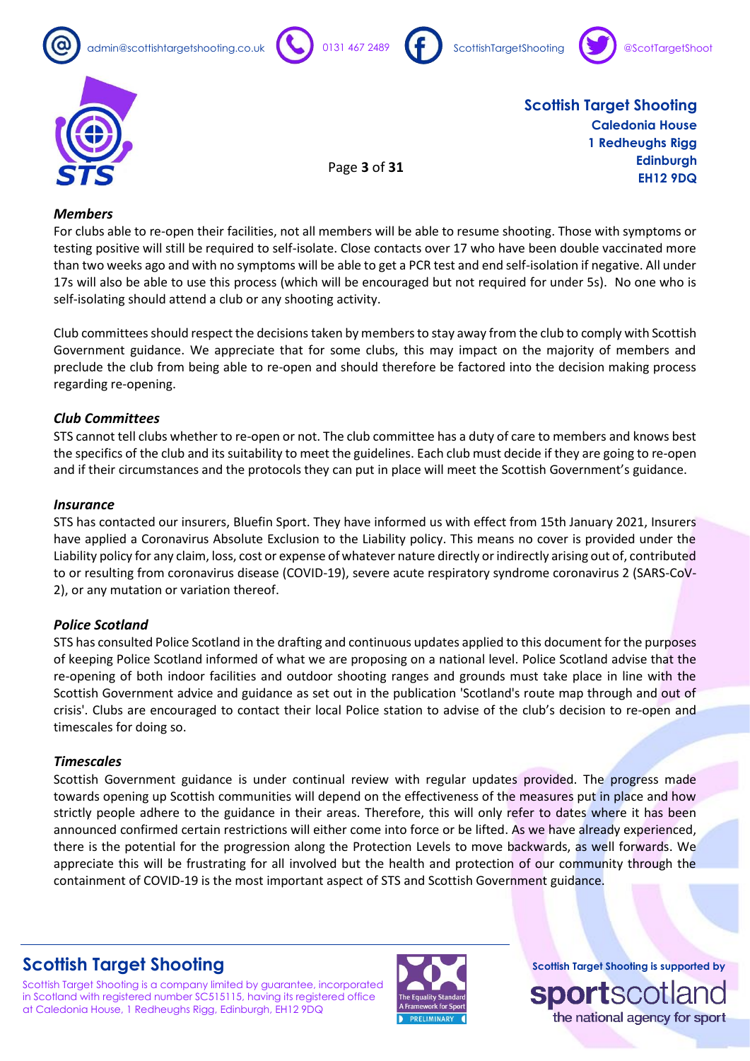### *Members*

For clubs able to re-open their facilities, not all members will be able to resume shooting. Those with symptoms or testing positive will still be required to self-isolate. Close contacts over 17 who have been double vaccinated more than two weeks ago and with no symptoms will be able to get a PCR test and end self-isolation if negative. All under 17s will also be able to use this process (which will be encouraged but not required for under 5s). No one who is self-isolating should attend a club or any shooting activity.

Club committees should respect the decisions taken by members to stay away from the club to comply with Scottish Government guidance. We appreciate that for some clubs, this may impact on the majority of members and preclude the club from being able to re-open and should therefore be factored into the decision making process regarding re-opening.

### *Club Committees*

STS cannot tell clubs whether to re-open or not. The club committee has a duty of care to members and knows best the specifics of the club and its suitability to meet the guidelines. Each club must decide if they are going to re-open and if their circumstances and the protocols they can put in place will meet the Scottish Government's guidance.

### *Insurance*

STS has contacted our insurers, Bluefin Sport. They have informed us with effect from 15th January 2021, Insurers have applied a Coronavirus Absolute Exclusion to the Liability policy. This means no cover is provided under the Liability policy for any claim, loss, cost or expense of whatever nature directly or indirectly arising out of, contributed to or resulting from coronavirus disease (COVID-19), severe acute respiratory syndrome coronavirus 2 (SARS-CoV-2), or any mutation or variation thereof.

### *Police Scotland*

STS has consulted Police Scotland in the drafting and continuous updates applied to this document for the purposes of keeping Police Scotland informed of what we are proposing on a national level. Police Scotland advise that the re-opening of both indoor facilities and outdoor shooting ranges and grounds must take place in line with the Scottish Government advice and guidance as set out in the publication 'Scotland's route map through and out of crisis'. Clubs are encouraged to contact their local Police station to advise of the club's decision to re-open and timescales for doing so.

### *Timescales*

Scottish Government guidance is under continual review with regular updates provided. The progress made towards opening up Scottish communities will depend on the effectiveness of the measures put in place and how strictly people adhere to the guidance in their areas. Therefore, this will only refer to dates where it has been announced confirmed certain restrictions will either come into force or be lifted. As we have already experienced, there is the potential for the progression along the Protection Levels to move backwards, as well forwards. We appreciate this will be frustrating for all involved but the health and protection of our community through the containment of COVID-19 is the most important aspect of STS and Scottish Government guidance.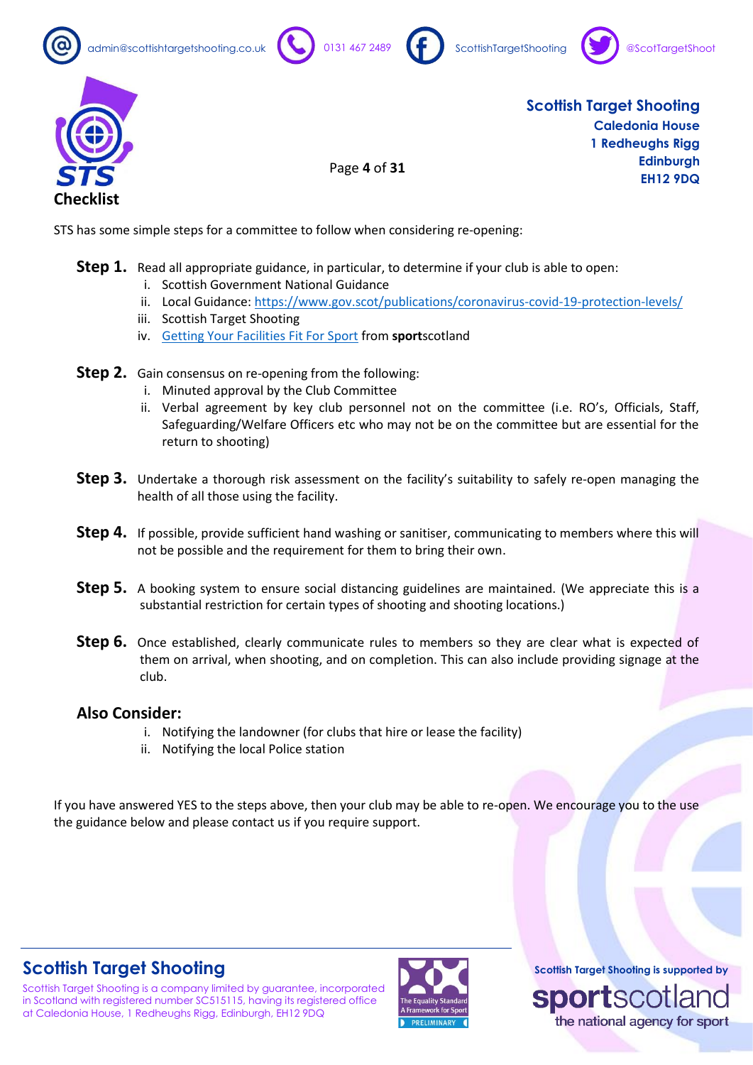## Checklist

STS has some simple steps for a committee to follow when considering re-opening:

**Step 1.** Read all appropriate guidance, in particular, to determine if your club is able to open:

i. Scottish Government National Guidance
ii. Local Guidance: https://www.gov.scot/publications/coronavirus-covid-19-protection-levels/
iii. Scottish Target Shooting
iv. Getting Your Facilities Fit For Sport from **sport**scotland

**Step 2.** Gain consensus on re-opening from the following:

i. Minuted approval by the Club Committee
ii. Verbal agreement by key club personnel not on the committee (i.e. RO's, Officials, Staff, Safeguarding/Welfare Officers etc who may not be on the committee but are essential for the return to shooting)

**Step 3.** Undertake a thorough risk assessment on the facility's suitability to safely re-open managing the health of all those using the facility.

**Step 4.** If possible, provide sufficient hand washing or sanitiser, communicating to members where this will not be possible and the requirement for them to bring their own.

**Step 5.** A booking system to ensure social distancing guidelines are maintained. (We appreciate this is a substantial restriction for certain types of shooting and shooting locations.)

**Step 6.** Once established, clearly communicate rules to members so they are clear what is expected of them on arrival, when shooting, and on completion. This can also include providing signage at the club.

### Also Consider:

i. Notifying the landowner (for clubs that hire or lease the facility)
ii. Notifying the local Police station

If you have answered YES to the steps above, then your club may be able to re-open. We encourage you to the use the guidance below and please contact us if you require support.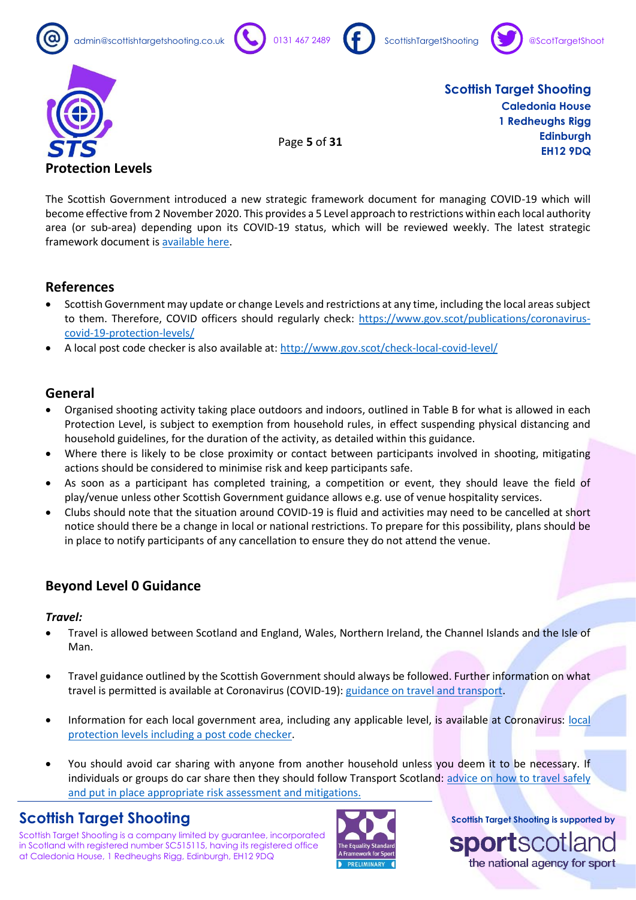## Protection Levels

The Scottish Government introduced a new strategic framework document for managing COVID-19 which will become effective from 2 November 2020. This provides a 5 Level approach to restrictions within each local authority area (or sub-area) depending upon its COVID-19 status, which will be reviewed weekly. The latest strategic framework document is [available here](#).

## References

- Scottish Government may update or change Levels and restrictions at any time, including the local areas subject to them. Therefore, COVID officers should regularly check: https://www.gov.scot/publications/coronavirus-covid-19-protection-levels/
- A local post code checker is also available at: http://www.gov.scot/check-local-covid-level/

## General

- Organised shooting activity taking place outdoors and indoors, outlined in Table B for what is allowed in each Protection Level, is subject to exemption from household rules, in effect suspending physical distancing and household guidelines, for the duration of the activity, as detailed within this guidance.
- Where there is likely to be close proximity or contact between participants involved in shooting, mitigating actions should be considered to minimise risk and keep participants safe.
- As soon as a participant has completed training, a competition or event, they should leave the field of play/venue unless other Scottish Government guidance allows e.g. use of venue hospitality services.
- Clubs should note that the situation around COVID-19 is fluid and activities may need to be cancelled at short notice should there be a change in local or national restrictions. To prepare for this possibility, plans should be in place to notify participants of any cancellation to ensure they do not attend the venue.

## Beyond Level 0 Guidance

### *Travel:*

- Travel is allowed between Scotland and England, Wales, Northern Ireland, the Channel Islands and the Isle of Man.
- Travel guidance outlined by the Scottish Government should always be followed. Further information on what travel is permitted is available at Coronavirus (COVID-19): [guidance on travel and transport](#).
- Information for each local government area, including any applicable level, is available at Coronavirus: [local protection levels including a post code checker](#).
- You should avoid car sharing with anyone from another household unless you deem it to be necessary. If individuals or groups do car share then they should follow Transport Scotland: [advice on how to travel safely and put in place appropriate risk assessment and mitigations.](#)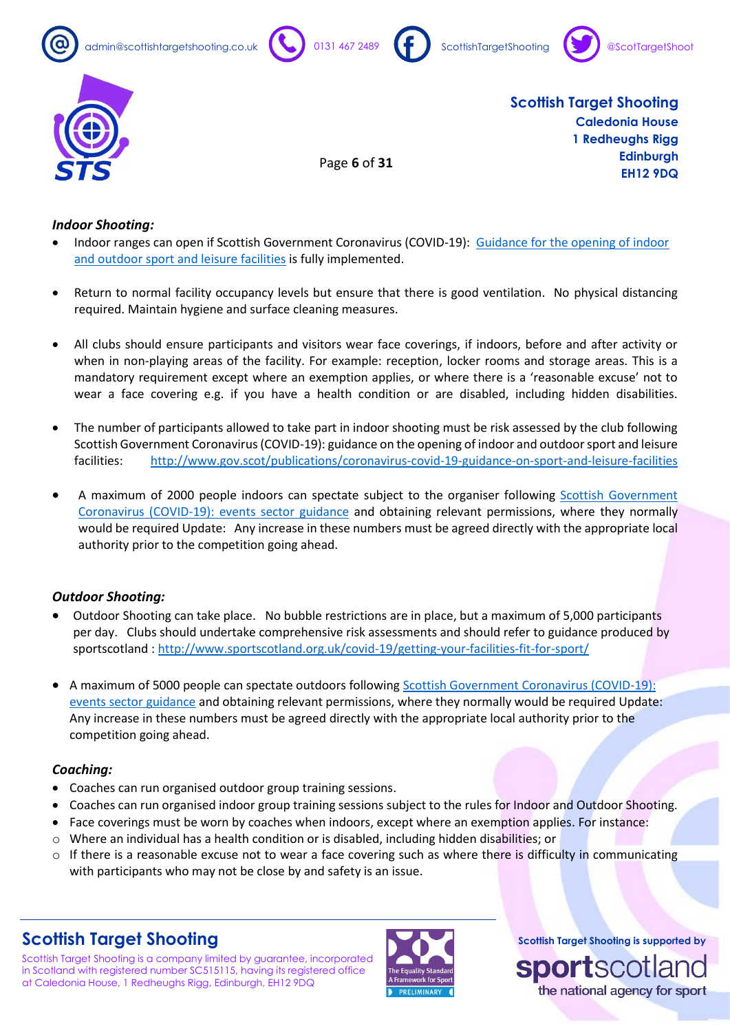### *Indoor Shooting:*

- Indoor ranges can open if Scottish Government Coronavirus (COVID-19): [Guidance for the opening of indoor and outdoor sport and leisure facilities](#) is fully implemented.

- Return to normal facility occupancy levels but ensure that there is good ventilation. No physical distancing required. Maintain hygiene and surface cleaning measures.

- All clubs should ensure participants and visitors wear face coverings, if indoors, before and after activity or when in non-playing areas of the facility. For example: reception, locker rooms and storage areas. This is a mandatory requirement except where an exemption applies, or where there is a 'reasonable excuse' not to wear a face covering e.g. if you have a health condition or are disabled, including hidden disabilities.

- The number of participants allowed to take part in indoor shooting must be risk assessed by the club following Scottish Government Coronavirus (COVID-19): guidance on the opening of indoor and outdoor sport and leisure facilities: http://www.gov.scot/publications/coronavirus-covid-19-guidance-on-sport-and-leisure-facilities

- A maximum of 2000 people indoors can spectate subject to the organiser following [Scottish Government Coronavirus (COVID-19): events sector guidance](#) and obtaining relevant permissions, where they normally would be required Update: Any increase in these numbers must be agreed directly with the appropriate local authority prior to the competition going ahead.

### *Outdoor Shooting:*

- Outdoor Shooting can take place. No bubble restrictions are in place, but a maximum of 5,000 participants per day. Clubs should undertake comprehensive risk assessments and should refer to guidance produced by sportscotland : http://www.sportscotland.org.uk/covid-19/getting-your-facilities-fit-for-sport/

- A maximum of 5000 people can spectate outdoors following [Scottish Government Coronavirus (COVID-19): events sector guidance](#) and obtaining relevant permissions, where they normally would be required Update: Any increase in these numbers must be agreed directly with the appropriate local authority prior to the competition going ahead.

### *Coaching:*

- Coaches can run organised outdoor group training sessions.
- Coaches can run organised indoor group training sessions subject to the rules for Indoor and Outdoor Shooting.
- Face coverings must be worn by coaches when indoors, except where an exemption applies. For instance:
  - Where an individual has a health condition or is disabled, including hidden disabilities; or
  - If there is a reasonable excuse not to wear a face covering such as where there is difficulty in communicating with participants who may not be close by and safety is an issue.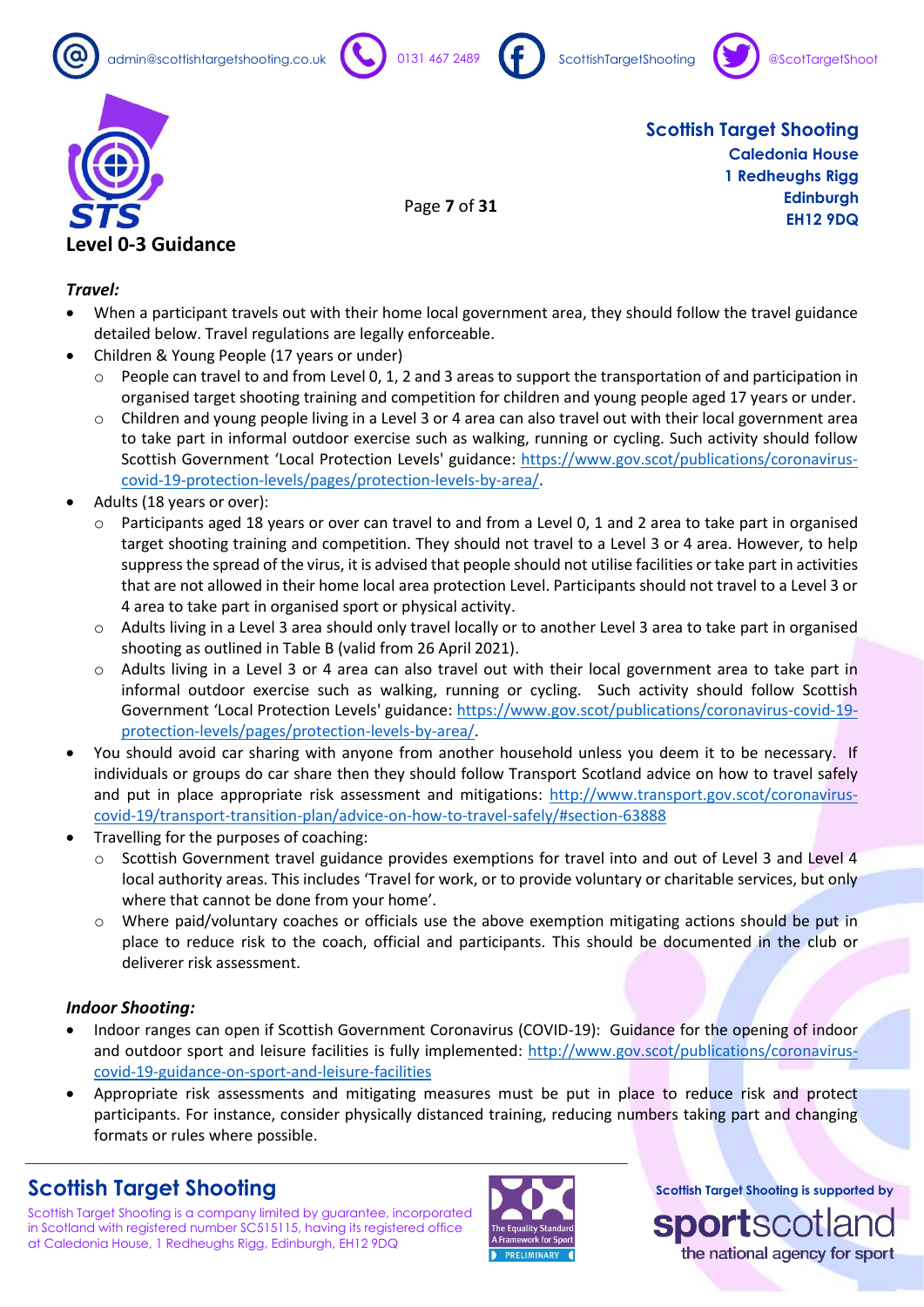### *Travel:*

- When a participant travels out with their home local government area, they should follow the travel guidance detailed below. Travel regulations are legally enforceable.
- Children & Young People (17 years or under)
  - People can travel to and from Level 0, 1, 2 and 3 areas to support the transportation of and participation in organised target shooting training and competition for children and young people aged 17 years or under.
  - Children and young people living in a Level 3 or 4 area can also travel out with their local government area to take part in informal outdoor exercise such as walking, running or cycling. Such activity should follow Scottish Government 'Local Protection Levels' guidance: https://www.gov.scot/publications/coronavirus-covid-19-protection-levels/pages/protection-levels-by-area/.
- Adults (18 years or over):
  - Participants aged 18 years or over can travel to and from a Level 0, 1 and 2 area to take part in organised target shooting training and competition. They should not travel to a Level 3 or 4 area. However, to help suppress the spread of the virus, it is advised that people should not utilise facilities or take part in activities that are not allowed in their home local area protection Level. Participants should not travel to a Level 3 or 4 area to take part in organised sport or physical activity.
  - Adults living in a Level 3 area should only travel locally or to another Level 3 area to take part in organised shooting as outlined in Table B (valid from 26 April 2021).
  - Adults living in a Level 3 or 4 area can also travel out with their local government area to take part in informal outdoor exercise such as walking, running or cycling. Such activity should follow Scottish Government 'Local Protection Levels' guidance: https://www.gov.scot/publications/coronavirus-covid-19-protection-levels/pages/protection-levels-by-area/.
- You should avoid car sharing with anyone from another household unless you deem it to be necessary. If individuals or groups do car share then they should follow Transport Scotland advice on how to travel safely and put in place appropriate risk assessment and mitigations: http://www.transport.gov.scot/coronavirus-covid-19/transport-transition-plan/advice-on-how-to-travel-safely/#section-63888
- Travelling for the purposes of coaching:
  - Scottish Government travel guidance provides exemptions for travel into and out of Level 3 and Level 4 local authority areas. This includes 'Travel for work, or to provide voluntary or charitable services, but only where that cannot be done from your home'.
  - Where paid/voluntary coaches or officials use the above exemption mitigating actions should be put in place to reduce risk to the coach, official and participants. This should be documented in the club or deliverer risk assessment.

### *Indoor Shooting:*

- Indoor ranges can open if Scottish Government Coronavirus (COVID-19): Guidance for the opening of indoor and outdoor sport and leisure facilities is fully implemented: http://www.gov.scot/publications/coronavirus-covid-19-guidance-on-sport-and-leisure-facilities
- Appropriate risk assessments and mitigating measures must be put in place to reduce risk and protect participants. For instance, consider physically distanced training, reducing numbers taking part and changing formats or rules where possible.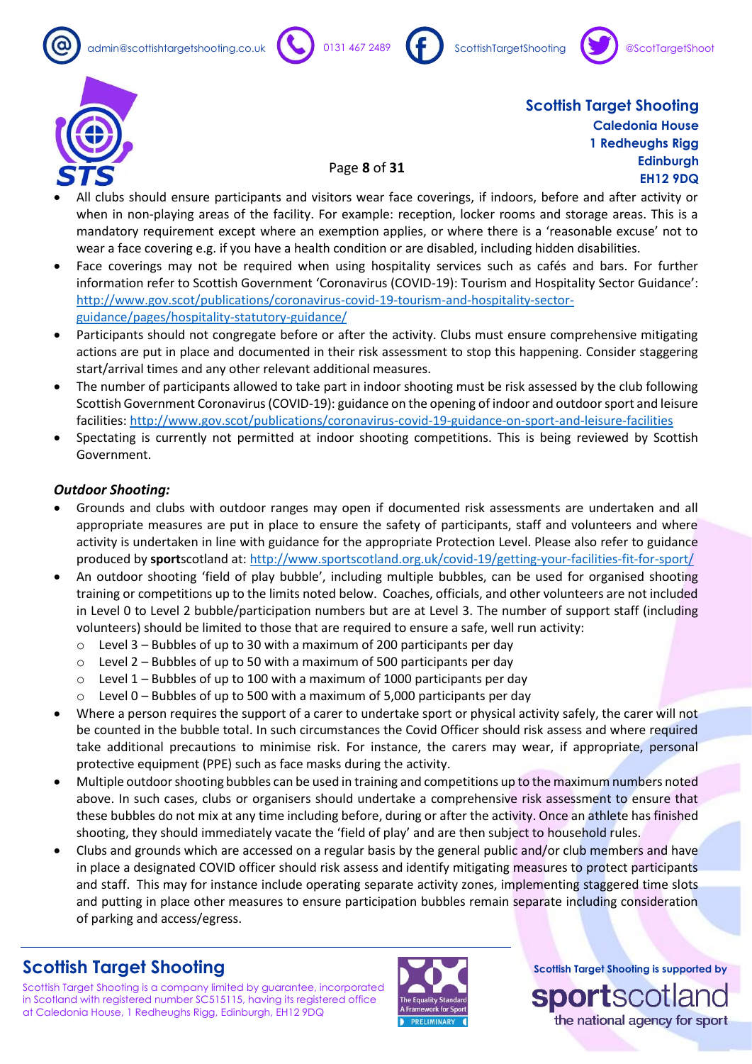- All clubs should ensure participants and visitors wear face coverings, if indoors, before and after activity or when in non-playing areas of the facility. For example: reception, locker rooms and storage areas. This is a mandatory requirement except where an exemption applies, or where there is a 'reasonable excuse' not to wear a face covering e.g. if you have a health condition or are disabled, including hidden disabilities.
- Face coverings may not be required when using hospitality services such as cafés and bars. For further information refer to Scottish Government 'Coronavirus (COVID-19): Tourism and Hospitality Sector Guidance': http://www.gov.scot/publications/coronavirus-covid-19-tourism-and-hospitality-sector-guidance/pages/hospitality-statutory-guidance/
- Participants should not congregate before or after the activity. Clubs must ensure comprehensive mitigating actions are put in place and documented in their risk assessment to stop this happening. Consider staggering start/arrival times and any other relevant additional measures.
- The number of participants allowed to take part in indoor shooting must be risk assessed by the club following Scottish Government Coronavirus (COVID-19): guidance on the opening of indoor and outdoor sport and leisure facilities: http://www.gov.scot/publications/coronavirus-covid-19-guidance-on-sport-and-leisure-facilities
- Spectating is currently not permitted at indoor shooting competitions. This is being reviewed by Scottish Government.

***Outdoor Shooting:***

- Grounds and clubs with outdoor ranges may open if documented risk assessments are undertaken and all appropriate measures are put in place to ensure the safety of participants, staff and volunteers and where activity is undertaken in line with guidance for the appropriate Protection Level. Please also refer to guidance produced by **sport**scotland at: http://www.sportscotland.org.uk/covid-19/getting-your-facilities-fit-for-sport/
- An outdoor shooting 'field of play bubble', including multiple bubbles, can be used for organised shooting training or competitions up to the limits noted below. Coaches, officials, and other volunteers are not included in Level 0 to Level 2 bubble/participation numbers but are at Level 3. The number of support staff (including volunteers) should be limited to those that are required to ensure a safe, well run activity:
  - Level 3 – Bubbles of up to 30 with a maximum of 200 participants per day
  - Level 2 – Bubbles of up to 50 with a maximum of 500 participants per day
  - Level 1 – Bubbles of up to 100 with a maximum of 1000 participants per day
  - Level 0 – Bubbles of up to 500 with a maximum of 5,000 participants per day
- Where a person requires the support of a carer to undertake sport or physical activity safely, the carer will not be counted in the bubble total. In such circumstances the Covid Officer should risk assess and where required take additional precautions to minimise risk. For instance, the carers may wear, if appropriate, personal protective equipment (PPE) such as face masks during the activity.
- Multiple outdoor shooting bubbles can be used in training and competitions up to the maximum numbers noted above. In such cases, clubs or organisers should undertake a comprehensive risk assessment to ensure that these bubbles do not mix at any time including before, during or after the activity. Once an athlete has finished shooting, they should immediately vacate the 'field of play' and are then subject to household rules.
- Clubs and grounds which are accessed on a regular basis by the general public and/or club members and have in place a designated COVID officer should risk assess and identify mitigating measures to protect participants and staff. This may for instance include operating separate activity zones, implementing staggered time slots and putting in place other measures to ensure participation bubbles remain separate including consideration of parking and access/egress.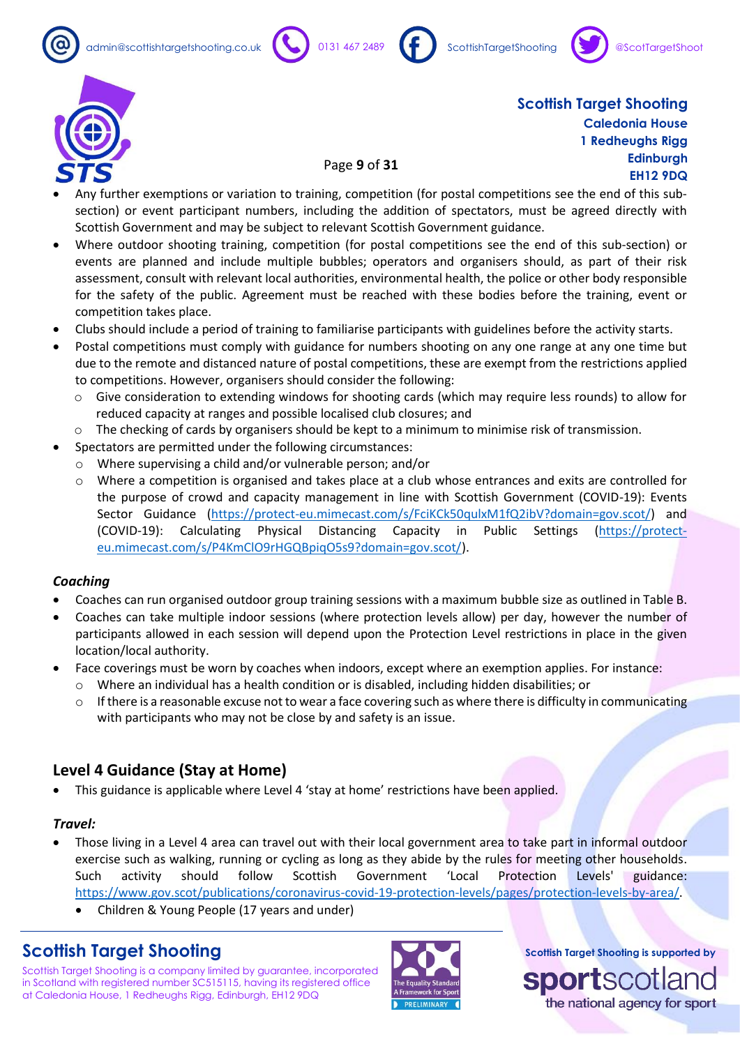- Any further exemptions or variation to training, competition (for postal competitions see the end of this sub-section) or event participant numbers, including the addition of spectators, must be agreed directly with Scottish Government and may be subject to relevant Scottish Government guidance.
- Where outdoor shooting training, competition (for postal competitions see the end of this sub-section) or events are planned and include multiple bubbles; operators and organisers should, as part of their risk assessment, consult with relevant local authorities, environmental health, the police or other body responsible for the safety of the public. Agreement must be reached with these bodies before the training, event or competition takes place.
- Clubs should include a period of training to familiarise participants with guidelines before the activity starts.
- Postal competitions must comply with guidance for numbers shooting on any one range at any one time but due to the remote and distanced nature of postal competitions, these are exempt from the restrictions applied to competitions. However, organisers should consider the following:
  - Give consideration to extending windows for shooting cards (which may require less rounds) to allow for reduced capacity at ranges and possible localised club closures; and
  - The checking of cards by organisers should be kept to a minimum to minimise risk of transmission.
- Spectators are permitted under the following circumstances:
  - Where supervising a child and/or vulnerable person; and/or
  - Where a competition is organised and takes place at a club whose entrances and exits are controlled for the purpose of crowd and capacity management in line with Scottish Government (COVID-19): Events Sector Guidance (https://protect-eu.mimecast.com/s/FciKCk50qulxM1fQ2ibV?domain=gov.scot/) and (COVID-19): Calculating Physical Distancing Capacity in Public Settings (https://protect-eu.mimecast.com/s/P4KmClO9rHGQBpiqO5s9?domain=gov.scot/).

### *Coaching*

- Coaches can run organised outdoor group training sessions with a maximum bubble size as outlined in Table B.
- Coaches can take multiple indoor sessions (where protection levels allow) per day, however the number of participants allowed in each session will depend upon the Protection Level restrictions in place in the given location/local authority.
- Face coverings must be worn by coaches when indoors, except where an exemption applies. For instance:
  - Where an individual has a health condition or is disabled, including hidden disabilities; or
  - If there is a reasonable excuse not to wear a face covering such as where there is difficulty in communicating with participants who may not be close by and safety is an issue.

## Level 4 Guidance (Stay at Home)

- This guidance is applicable where Level 4 'stay at home' restrictions have been applied.

### *Travel:*

- Those living in a Level 4 area can travel out with their local government area to take part in informal outdoor exercise such as walking, running or cycling as long as they abide by the rules for meeting other households. Such activity should follow Scottish Government 'Local Protection Levels' guidance: https://www.gov.scot/publications/coronavirus-covid-19-protection-levels/pages/protection-levels-by-area/.
  - Children & Young People (17 years and under)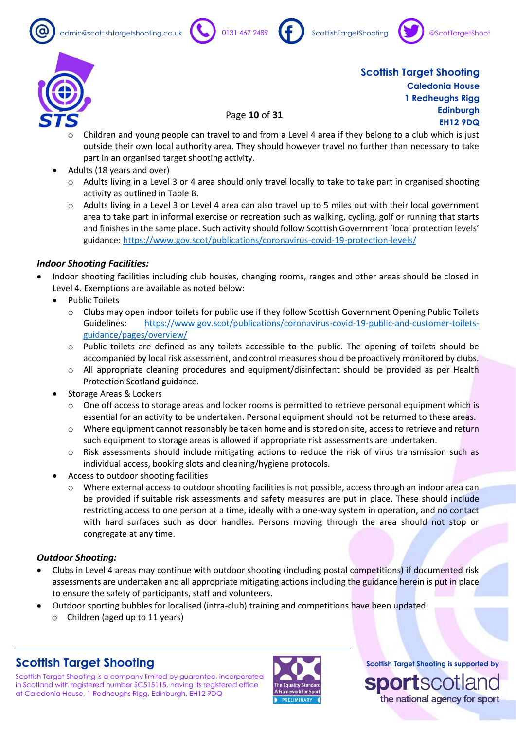- Children and young people can travel to and from a Level 4 area if they belong to a club which is just outside their own local authority area. They should however travel no further than necessary to take part in an organised target shooting activity.

- Adults (18 years and over)
  - Adults living in a Level 3 or 4 area should only travel locally to take to take part in organised shooting activity as outlined in Table B.
  - Adults living in a Level 3 or Level 4 area can also travel up to 5 miles out with their local government area to take part in informal exercise or recreation such as walking, cycling, golf or running that starts and finishes in the same place. Such activity should follow Scottish Government 'local protection levels' guidance: https://www.gov.scot/publications/coronavirus-covid-19-protection-levels/

### *Indoor Shooting Facilities:*

- Indoor shooting facilities including club houses, changing rooms, ranges and other areas should be closed in Level 4. Exemptions are available as noted below:
  - Public Toilets
    - Clubs may open indoor toilets for public use if they follow Scottish Government Opening Public Toilets Guidelines: https://www.gov.scot/publications/coronavirus-covid-19-public-and-customer-toilets-guidance/pages/overview/
    - Public toilets are defined as any toilets accessible to the public. The opening of toilets should be accompanied by local risk assessment, and control measures should be proactively monitored by clubs.
    - All appropriate cleaning procedures and equipment/disinfectant should be provided as per Health Protection Scotland guidance.
  - Storage Areas & Lockers
    - One off access to storage areas and locker rooms is permitted to retrieve personal equipment which is essential for an activity to be undertaken. Personal equipment should not be returned to these areas.
    - Where equipment cannot reasonably be taken home and is stored on site, access to retrieve and return such equipment to storage areas is allowed if appropriate risk assessments are undertaken.
    - Risk assessments should include mitigating actions to reduce the risk of virus transmission such as individual access, booking slots and cleaning/hygiene protocols.
  - Access to outdoor shooting facilities
    - Where external access to outdoor shooting facilities is not possible, access through an indoor area can be provided if suitable risk assessments and safety measures are put in place. These should include restricting access to one person at a time, ideally with a one-way system in operation, and no contact with hard surfaces such as door handles. Persons moving through the area should not stop or congregate at any time.

### *Outdoor Shooting:*

- Clubs in Level 4 areas may continue with outdoor shooting (including postal competitions) if documented risk assessments are undertaken and all appropriate mitigating actions including the guidance herein is put in place to ensure the safety of participants, staff and volunteers.
- Outdoor sporting bubbles for localised (intra-club) training and competitions have been updated:
  - Children (aged up to 11 years)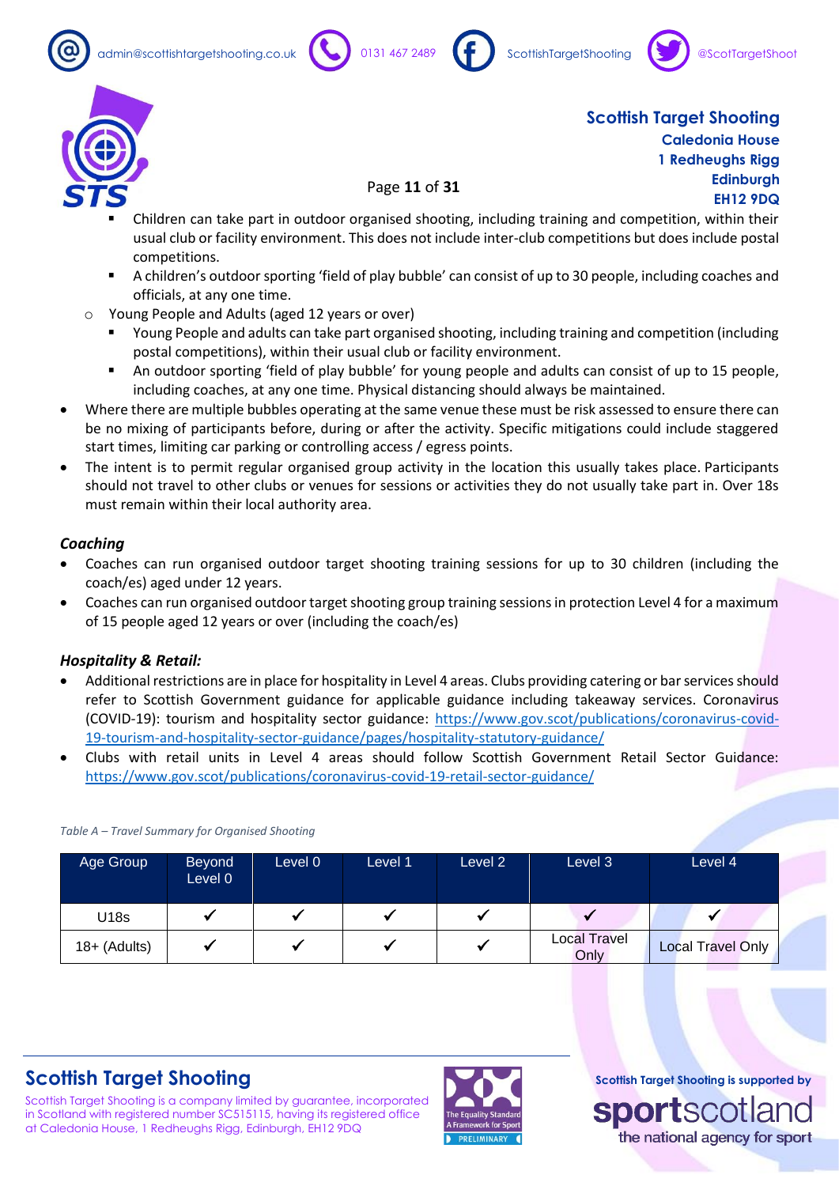- Children can take part in outdoor organised shooting, including training and competition, within their usual club or facility environment. This does not include inter-club competitions but does include postal competitions.
    - A children's outdoor sporting 'field of play bubble' can consist of up to 30 people, including coaches and officials, at any one time.
  - Young People and Adults (aged 12 years or over)
    - Young People and adults can take part organised shooting, including training and competition (including postal competitions), within their usual club or facility environment.
    - An outdoor sporting 'field of play bubble' for young people and adults can consist of up to 15 people, including coaches, at any one time. Physical distancing should always be maintained.
- Where there are multiple bubbles operating at the same venue these must be risk assessed to ensure there can be no mixing of participants before, during or after the activity. Specific mitigations could include staggered start times, limiting car parking or controlling access / egress points.
- The intent is to permit regular organised group activity in the location this usually takes place. Participants should not travel to other clubs or venues for sessions or activities they do not usually take part in. Over 18s must remain within their local authority area.

### *Coaching*

- Coaches can run organised outdoor target shooting training sessions for up to 30 children (including the coach/es) aged under 12 years.
- Coaches can run organised outdoor target shooting group training sessions in protection Level 4 for a maximum of 15 people aged 12 years or over (including the coach/es)

### *Hospitality & Retail:*

- Additional restrictions are in place for hospitality in Level 4 areas. Clubs providing catering or bar services should refer to Scottish Government guidance for applicable guidance including takeaway services. Coronavirus (COVID-19): tourism and hospitality sector guidance: https://www.gov.scot/publications/coronavirus-covid-19-tourism-and-hospitality-sector-guidance/pages/hospitality-statutory-guidance/
- Clubs with retail units in Level 4 areas should follow Scottish Government Retail Sector Guidance: https://www.gov.scot/publications/coronavirus-covid-19-retail-sector-guidance/

*Table A – Travel Summary for Organised Shooting*

| Age Group | Beyond Level 0 | Level 0 | Level 1 | Level 2 | Level 3 | Level 4 |
|---|---|---|---|---|---|---|
| U18s | ✓ | ✓ | ✓ | ✓ | ✓ | ✓ |
| 18+ (Adults) | ✓ | ✓ | ✓ | ✓ | Local Travel Only | Local Travel Only |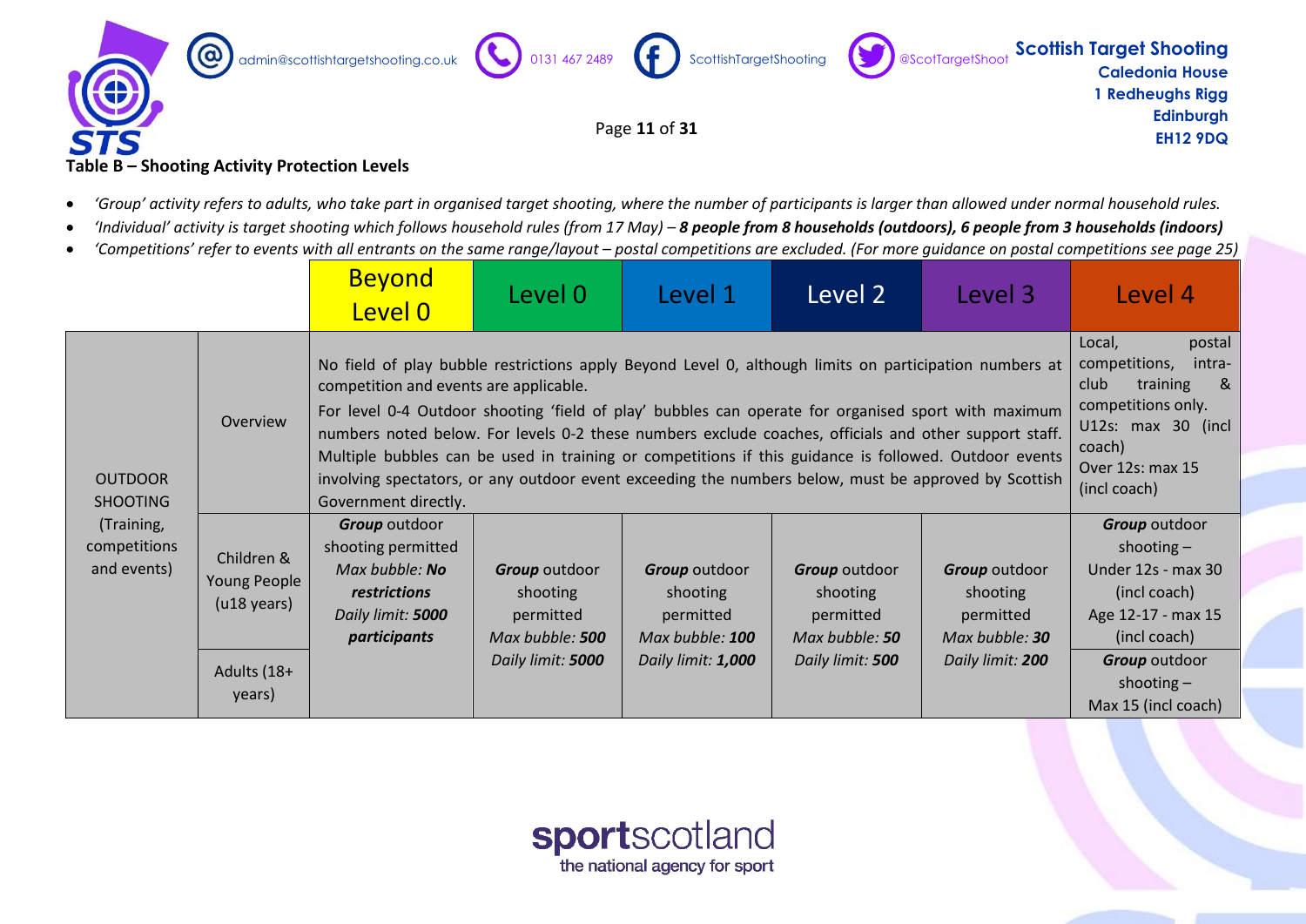**Table B – Shooting Activity Protection Levels**

- *'Group' activity refers to adults, who take part in organised target shooting, where the number of participants is larger than allowed under normal household rules.*
- *'Individual' activity is target shooting which follows household rules (from 17 May) – **8 people from 8 households (outdoors), 6 people from 3 households (indoors)***
- *'Competitions' refer to events with all entrants on the same range/layout – postal competitions are excluded. (For more guidance on postal competitions see page 25)*

| | | Beyond Level 0 | Level 0 | Level 1 | Level 2 | Level 3 | Level 4 |
|---|---|---|---|---|---|---|---|
| OUTDOOR SHOOTING (Training, competitions and events) | Overview | No field of play bubble restrictions apply Beyond Level 0, although limits on participation numbers at competition and events are applicable.<br>For level 0-4 Outdoor shooting 'field of play' bubbles can operate for organised sport with maximum numbers noted below. For levels 0-2 these numbers exclude coaches, officials and other support staff. Multiple bubbles can be used in training or competitions if this guidance is followed. Outdoor events involving spectators, or any outdoor event exceeding the numbers below, must be approved by Scottish Government directly. | | | | | Local, postal competitions, intra-club training & competitions only.<br>U12s: max 30 (incl coach)<br>Over 12s: max 15 (incl coach) |
| | Children & Young People (u18 years) | ***Group*** outdoor shooting permitted<br>*Max bubble: **No restrictions***<br>*Daily limit: **5000 participants*** | ***Group*** outdoor shooting permitted<br>*Max bubble: **500***<br>*Daily limit: **5000*** | ***Group*** outdoor shooting permitted<br>*Max bubble: **100***<br>*Daily limit: **1,000*** | ***Group*** outdoor shooting permitted<br>*Max bubble: **50***<br>*Daily limit: **500*** | ***Group*** outdoor shooting permitted<br>*Max bubble: **30***<br>*Daily limit: **200*** | ***Group*** outdoor shooting –<br>Under 12s - max 30 (incl coach)<br>Age 12-17 - max 15 (incl coach) |
| | Adults (18+ years) | | | | | | ***Group*** outdoor shooting –<br>Max 15 (incl coach) |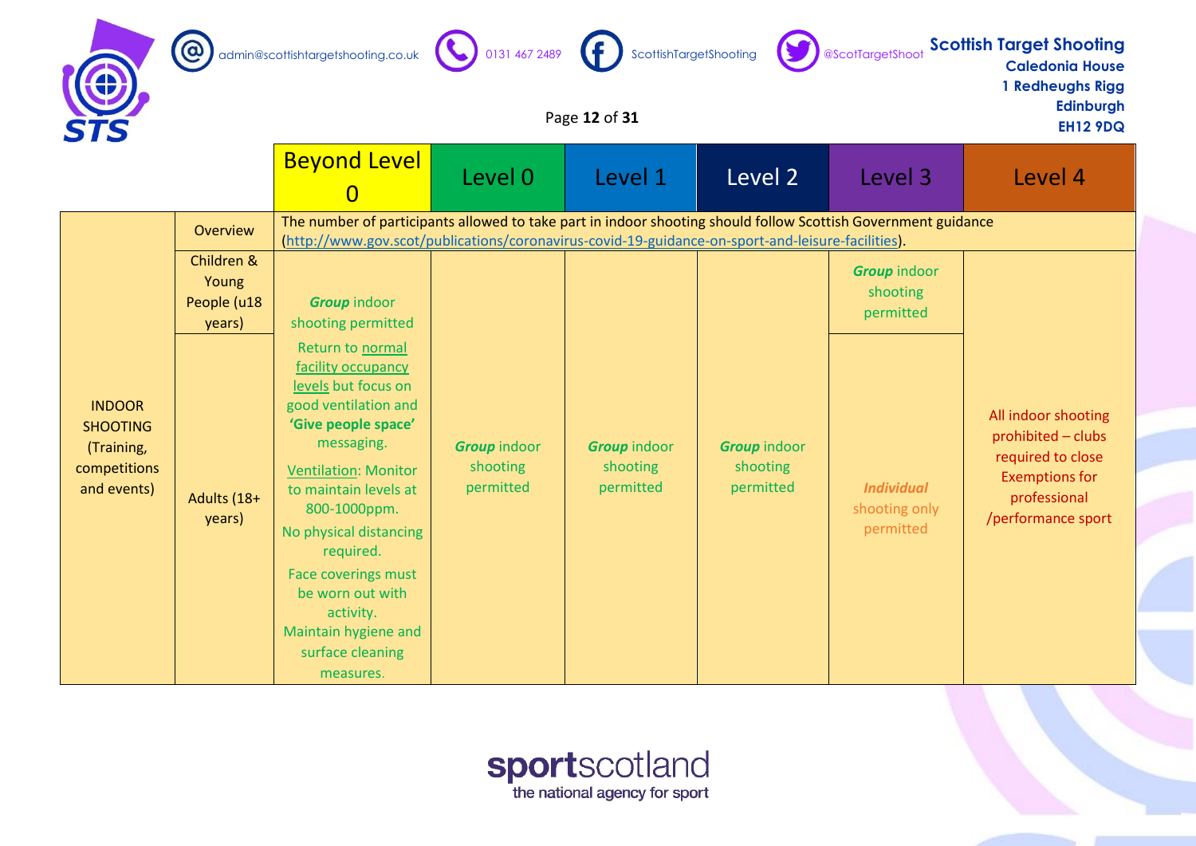| | | Beyond Level 0 | Level 0 | Level 1 | Level 2 | Level 3 | Level 4 |
|---|---|---|---|---|---|---|---|
| INDOOR SHOOTING (Training, competitions and events) | Overview | The number of participants allowed to take part in indoor shooting should follow Scottish Government guidance (http://www.gov.scot/publications/coronavirus-covid-19-guidance-on-sport-and-leisure-facilities). | | | | | |
| | Children & Young People (u18 years) | ***Group*** indoor shooting permitted<br><br>Return to normal facility occupancy levels but focus on good ventilation and **'Give people space'** messaging.<br><br>Ventilation: Monitor to maintain levels at 800-1000ppm.<br><br>No physical distancing required.<br><br>Face coverings must be worn out with activity.<br><br>Maintain hygiene and surface cleaning measures. | ***Group*** indoor shooting permitted | ***Group*** indoor shooting permitted | ***Group*** indoor shooting permitted | ***Group*** indoor shooting permitted | All indoor shooting prohibited – clubs required to close Exemptions for professional /performance sport |
| | Adults (18+ years) | | | | | ***Individual*** shooting only permitted | |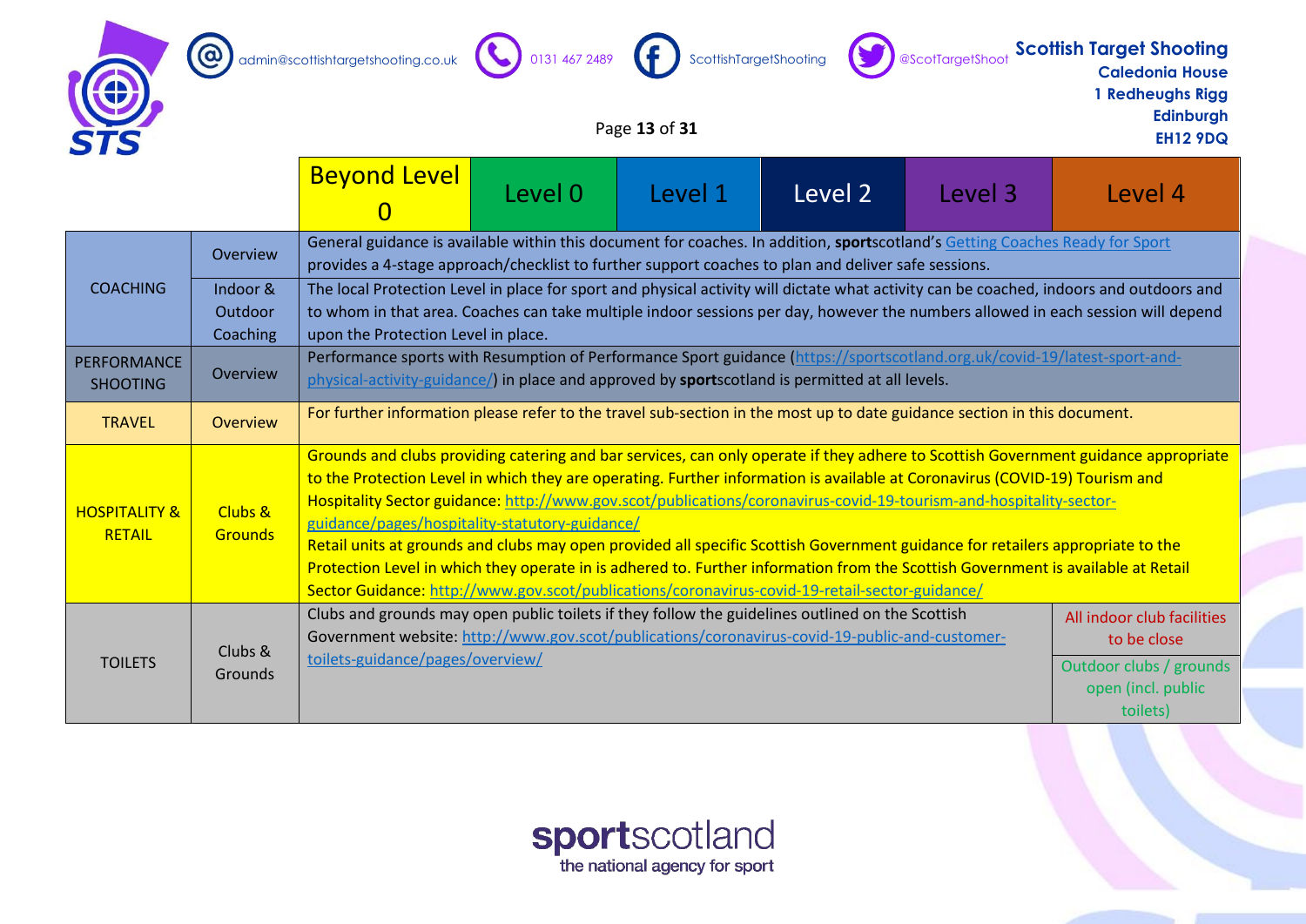| | | Beyond Level 0 | Level 0 | Level 1 | Level 2 | Level 3 | Level 4 |
|---|---|---|---|---|---|---|---|
| COACHING | Overview | General guidance is available within this document for coaches. In addition, **sport**scotland's [Getting Coaches Ready for Sport] provides a 4-stage approach/checklist to further support coaches to plan and deliver safe sessions. | | | | | |
| | Indoor & Outdoor Coaching | The local Protection Level in place for sport and physical activity will dictate what activity can be coached, indoors and outdoors and to whom in that area. Coaches can take multiple indoor sessions per day, however the numbers allowed in each session will depend upon the Protection Level in place. | | | | | |
| PERFORMANCE SHOOTING | Overview | Performance sports with Resumption of Performance Sport guidance (https://sportscotland.org.uk/covid-19/latest-sport-and-physical-activity-guidance/) in place and approved by **sport**scotland is permitted at all levels. | | | | | |
| TRAVEL | Overview | For further information please refer to the travel sub-section in the most up to date guidance section in this document. | | | | | |
| HOSPITALITY & RETAIL | Clubs & Grounds | Grounds and clubs providing catering and bar services, can only operate if they adhere to Scottish Government guidance appropriate to the Protection Level in which they are operating. Further information is available at Coronavirus (COVID-19) Tourism and Hospitality Sector guidance: http://www.gov.scot/publications/coronavirus-covid-19-tourism-and-hospitality-sector-guidance/pages/hospitality-statutory-guidance/ Retail units at grounds and clubs may open provided all specific Scottish Government guidance for retailers appropriate to the Protection Level in which they operate in is adhered to. Further information from the Scottish Government is available at Retail Sector Guidance: http://www.gov.scot/publications/coronavirus-covid-19-retail-sector-guidance/ | | | | | |
| TOILETS | Clubs & Grounds | Clubs and grounds may open public toilets if they follow the guidelines outlined on the Scottish Government website: http://www.gov.scot/publications/coronavirus-covid-19-public-and-customer-toilets-guidance/pages/overview/ | | | | | All indoor club facilities to be close<br>Outdoor clubs / grounds open (incl. public toilets) |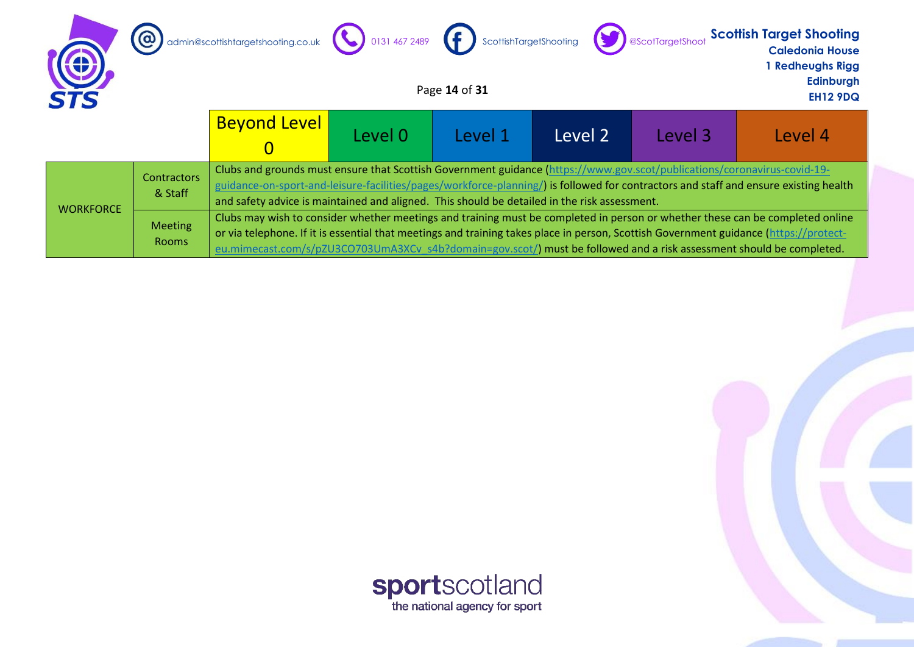| | | Beyond Level 0 | Level 0 | Level 1 | Level 2 | Level 3 | Level 4 |
|---|---|---|---|---|---|---|---|
| WORKFORCE | Contractors & Staff | Clubs and grounds must ensure that Scottish Government guidance (https://www.gov.scot/publications/coronavirus-covid-19-guidance-on-sport-and-leisure-facilities/pages/workforce-planning/) is followed for contractors and staff and ensure existing health and safety advice is maintained and aligned. This should be detailed in the risk assessment. | | | | | |
| | Meeting Rooms | Clubs may wish to consider whether meetings and training must be completed in person or whether these can be completed online or via telephone. If it is essential that meetings and training takes place in person, Scottish Government guidance (https://protect-eu.mimecast.com/s/pZU3CO703UmA3XCv_s4b?domain=gov.scot/) must be followed and a risk assessment should be completed. | | | | | |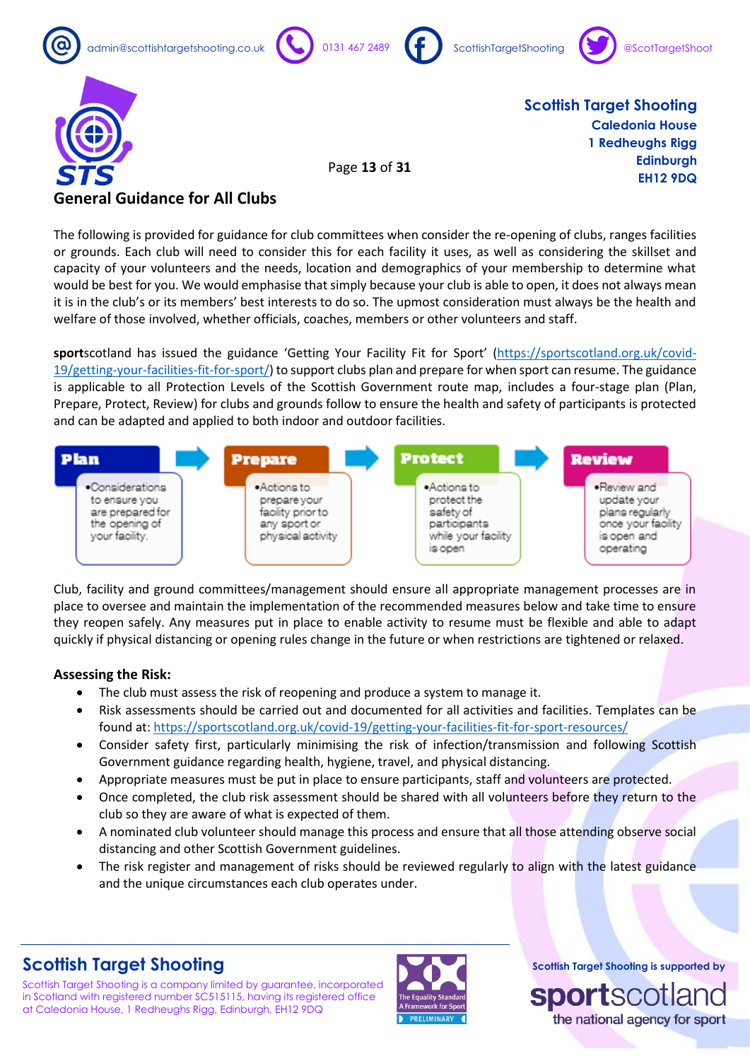## General Guidance for All Clubs

The following is provided for guidance for club committees when consider the re-opening of clubs, ranges facilities or grounds. Each club will need to consider this for each facility it uses, as well as considering the skillset and capacity of your volunteers and the needs, location and demographics of your membership to determine what would be best for you. We would emphasise that simply because your club is able to open, it does not always mean it is in the club's or its members' best interests to do so. The upmost consideration must always be the health and welfare of those involved, whether officials, coaches, members or other volunteers and staff.

**sport**scotland has issued the guidance 'Getting Your Facility Fit for Sport' (https://sportscotland.org.uk/covid-19/getting-your-facilities-fit-for-sport/) to support clubs plan and prepare for when sport can resume. The guidance is applicable to all Protection Levels of the Scottish Government route map, includes a four-stage plan (Plan, Prepare, Protect, Review) for clubs and grounds follow to ensure the health and safety of participants is protected and can be adapted and applied to both indoor and outdoor facilities.

| Plan | Prepare | Protect | Review |
|---|---|---|---|
| •Considerations to ensure you are prepared for the opening of your facility. | •Actions to prepare your facility prior to any sport or physical activity | •Actions to protect the safety of participants while your facility is open | •Review and update your plans regularly once your facility is open and operating |

Club, facility and ground committees/management should ensure all appropriate management processes are in place to oversee and maintain the implementation of the recommended measures below and take time to ensure they reopen safely. Any measures put in place to enable activity to resume must be flexible and able to adapt quickly if physical distancing or opening rules change in the future or when restrictions are tightened or relaxed.

**Assessing the Risk:**

- The club must assess the risk of reopening and produce a system to manage it.
- Risk assessments should be carried out and documented for all activities and facilities. Templates can be found at: https://sportscotland.org.uk/covid-19/getting-your-facilities-fit-for-sport-resources/
- Consider safety first, particularly minimising the risk of infection/transmission and following Scottish Government guidance regarding health, hygiene, travel, and physical distancing.
- Appropriate measures must be put in place to ensure participants, staff and volunteers are protected.
- Once completed, the club risk assessment should be shared with all volunteers before they return to the club so they are aware of what is expected of them.
- A nominated club volunteer should manage this process and ensure that all those attending observe social distancing and other Scottish Government guidelines.
- The risk register and management of risks should be reviewed regularly to align with the latest guidance and the unique circumstances each club operates under.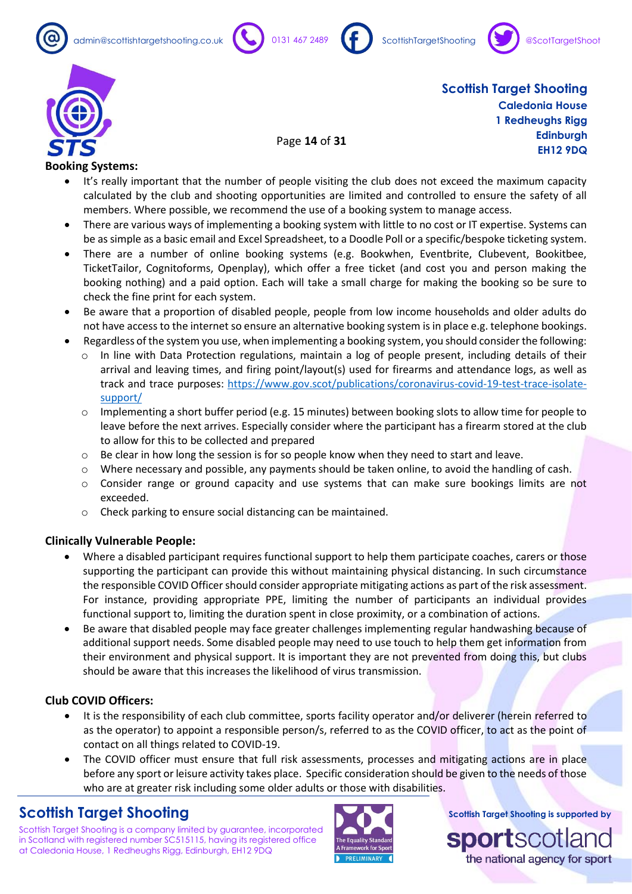**Booking Systems:**

- It's really important that the number of people visiting the club does not exceed the maximum capacity calculated by the club and shooting opportunities are limited and controlled to ensure the safety of all members. Where possible, we recommend the use of a booking system to manage access.
- There are various ways of implementing a booking system with little to no cost or IT expertise. Systems can be as simple as a basic email and Excel Spreadsheet, to a Doodle Poll or a specific/bespoke ticketing system.
- There are a number of online booking systems (e.g. Bookwhen, Eventbrite, Clubevent, Bookitbee, TicketTailor, Cognitoforms, Openplay), which offer a free ticket (and cost you and person making the booking nothing) and a paid option. Each will take a small charge for making the booking so be sure to check the fine print for each system.
- Be aware that a proportion of disabled people, people from low income households and older adults do not have access to the internet so ensure an alternative booking system is in place e.g. telephone bookings.
- Regardless of the system you use, when implementing a booking system, you should consider the following:
  - In line with Data Protection regulations, maintain a log of people present, including details of their arrival and leaving times, and firing point/layout(s) used for firearms and attendance logs, as well as track and trace purposes: https://www.gov.scot/publications/coronavirus-covid-19-test-trace-isolate-support/
  - Implementing a short buffer period (e.g. 15 minutes) between booking slots to allow time for people to leave before the next arrives. Especially consider where the participant has a firearm stored at the club to allow for this to be collected and prepared
  - Be clear in how long the session is for so people know when they need to start and leave.
  - Where necessary and possible, any payments should be taken online, to avoid the handling of cash.
  - Consider range or ground capacity and use systems that can make sure bookings limits are not exceeded.
  - Check parking to ensure social distancing can be maintained.

**Clinically Vulnerable People:**

- Where a disabled participant requires functional support to help them participate coaches, carers or those supporting the participant can provide this without maintaining physical distancing. In such circumstance the responsible COVID Officer should consider appropriate mitigating actions as part of the risk assessment. For instance, providing appropriate PPE, limiting the number of participants an individual provides functional support to, limiting the duration spent in close proximity, or a combination of actions.
- Be aware that disabled people may face greater challenges implementing regular handwashing because of additional support needs. Some disabled people may need to use touch to help them get information from their environment and physical support. It is important they are not prevented from doing this, but clubs should be aware that this increases the likelihood of virus transmission.

**Club COVID Officers:**

- It is the responsibility of each club committee, sports facility operator and/or deliverer (herein referred to as the operator) to appoint a responsible person/s, referred to as the COVID officer, to act as the point of contact on all things related to COVID-19.
- The COVID officer must ensure that full risk assessments, processes and mitigating actions are in place before any sport or leisure activity takes place. Specific consideration should be given to the needs of those who are at greater risk including some older adults or those with disabilities.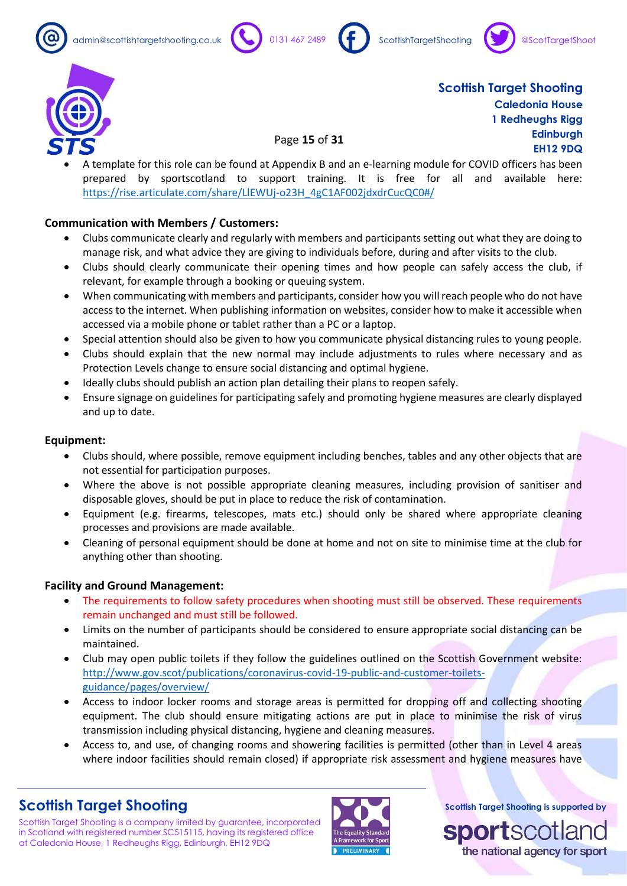- A template for this role can be found at Appendix B and an e-learning module for COVID officers has been prepared by sportscotland to support training. It is free for all and available here: https://rise.articulate.com/share/LlEWUj-o23H_4gC1AF002jdxdrCucQC0#/

**Communication with Members / Customers:**

- Clubs communicate clearly and regularly with members and participants setting out what they are doing to manage risk, and what advice they are giving to individuals before, during and after visits to the club.
- Clubs should clearly communicate their opening times and how people can safely access the club, if relevant, for example through a booking or queuing system.
- When communicating with members and participants, consider how you will reach people who do not have access to the internet. When publishing information on websites, consider how to make it accessible when accessed via a mobile phone or tablet rather than a PC or a laptop.
- Special attention should also be given to how you communicate physical distancing rules to young people.
- Clubs should explain that the new normal may include adjustments to rules where necessary and as Protection Levels change to ensure social distancing and optimal hygiene.
- Ideally clubs should publish an action plan detailing their plans to reopen safely.
- Ensure signage on guidelines for participating safely and promoting hygiene measures are clearly displayed and up to date.

**Equipment:**

- Clubs should, where possible, remove equipment including benches, tables and any other objects that are not essential for participation purposes.
- Where the above is not possible appropriate cleaning measures, including provision of sanitiser and disposable gloves, should be put in place to reduce the risk of contamination.
- Equipment (e.g. firearms, telescopes, mats etc.) should only be shared where appropriate cleaning processes and provisions are made available.
- Cleaning of personal equipment should be done at home and not on site to minimise time at the club for anything other than shooting.

**Facility and Ground Management:**

- The requirements to follow safety procedures when shooting must still be observed. These requirements remain unchanged and must still be followed.
- Limits on the number of participants should be considered to ensure appropriate social distancing can be maintained.
- Club may open public toilets if they follow the guidelines outlined on the Scottish Government website: http://www.gov.scot/publications/coronavirus-covid-19-public-and-customer-toilets-guidance/pages/overview/
- Access to indoor locker rooms and storage areas is permitted for dropping off and collecting shooting equipment. The club should ensure mitigating actions are put in place to minimise the risk of virus transmission including physical distancing, hygiene and cleaning measures.
- Access to, and use, of changing rooms and showering facilities is permitted (other than in Level 4 areas where indoor facilities should remain closed) if appropriate risk assessment and hygiene measures have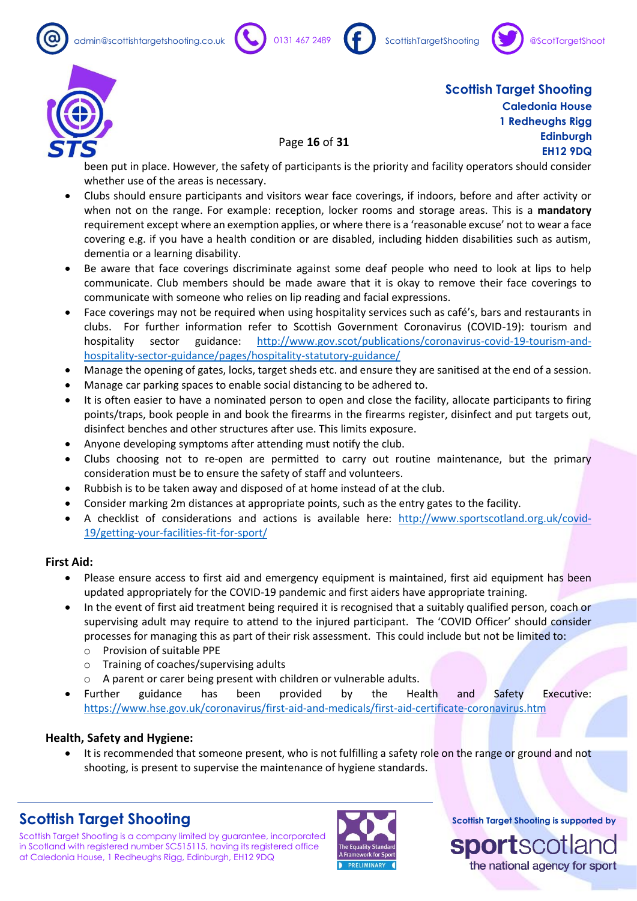been put in place. However, the safety of participants is the priority and facility operators should consider whether use of the areas is necessary.

- Clubs should ensure participants and visitors wear face coverings, if indoors, before and after activity or when not on the range. For example: reception, locker rooms and storage areas. This is a **mandatory** requirement except where an exemption applies, or where there is a 'reasonable excuse' not to wear a face covering e.g. if you have a health condition or are disabled, including hidden disabilities such as autism, dementia or a learning disability.
- Be aware that face coverings discriminate against some deaf people who need to look at lips to help communicate. Club members should be made aware that it is okay to remove their face coverings to communicate with someone who relies on lip reading and facial expressions.
- Face coverings may not be required when using hospitality services such as café's, bars and restaurants in clubs. For further information refer to Scottish Government Coronavirus (COVID-19): tourism and hospitality sector guidance: http://www.gov.scot/publications/coronavirus-covid-19-tourism-and-hospitality-sector-guidance/pages/hospitality-statutory-guidance/
- Manage the opening of gates, locks, target sheds etc. and ensure they are sanitised at the end of a session.
- Manage car parking spaces to enable social distancing to be adhered to.
- It is often easier to have a nominated person to open and close the facility, allocate participants to firing points/traps, book people in and book the firearms in the firearms register, disinfect and put targets out, disinfect benches and other structures after use. This limits exposure.
- Anyone developing symptoms after attending must notify the club.
- Clubs choosing not to re-open are permitted to carry out routine maintenance, but the primary consideration must be to ensure the safety of staff and volunteers.
- Rubbish is to be taken away and disposed of at home instead of at the club.
- Consider marking 2m distances at appropriate points, such as the entry gates to the facility.
- A checklist of considerations and actions is available here: http://www.sportscotland.org.uk/covid-19/getting-your-facilities-fit-for-sport/

**First Aid:**

- Please ensure access to first aid and emergency equipment is maintained, first aid equipment has been updated appropriately for the COVID-19 pandemic and first aiders have appropriate training.
- In the event of first aid treatment being required it is recognised that a suitably qualified person, coach or supervising adult may require to attend to the injured participant. The 'COVID Officer' should consider processes for managing this as part of their risk assessment. This could include but not be limited to:
  - Provision of suitable PPE
  - Training of coaches/supervising adults
  - A parent or carer being present with children or vulnerable adults.
- Further guidance has been provided by the Health and Safety Executive: https://www.hse.gov.uk/coronavirus/first-aid-and-medicals/first-aid-certificate-coronavirus.htm

**Health, Safety and Hygiene:**

- It is recommended that someone present, who is not fulfilling a safety role on the range or ground and not shooting, is present to supervise the maintenance of hygiene standards.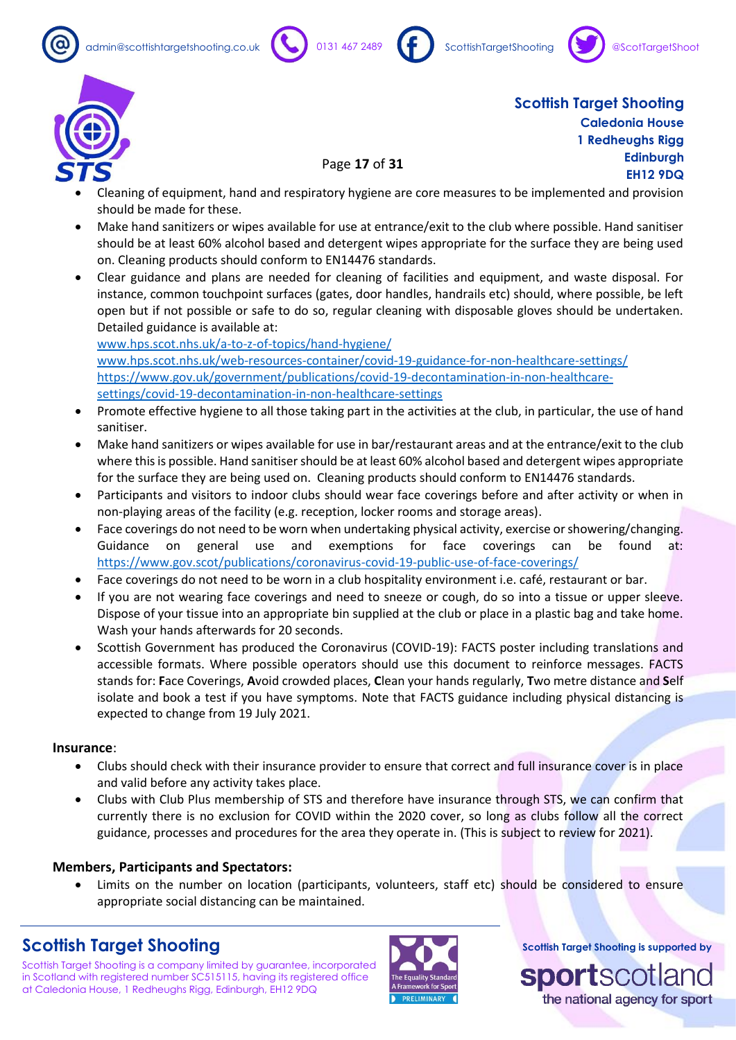- Cleaning of equipment, hand and respiratory hygiene are core measures to be implemented and provision should be made for these.
- Make hand sanitizers or wipes available for use at entrance/exit to the club where possible. Hand sanitiser should be at least 60% alcohol based and detergent wipes appropriate for the surface they are being used on. Cleaning products should conform to EN14476 standards.
- Clear guidance and plans are needed for cleaning of facilities and equipment, and waste disposal. For instance, common touchpoint surfaces (gates, door handles, handrails etc) should, where possible, be left open but if not possible or safe to do so, regular cleaning with disposable gloves should be undertaken. Detailed guidance is available at:
  www.hps.scot.nhs.uk/a-to-z-of-topics/hand-hygiene/
  www.hps.scot.nhs.uk/web-resources-container/covid-19-guidance-for-non-healthcare-settings/
  https://www.gov.uk/government/publications/covid-19-decontamination-in-non-healthcare-settings/covid-19-decontamination-in-non-healthcare-settings
- Promote effective hygiene to all those taking part in the activities at the club, in particular, the use of hand sanitiser.
- Make hand sanitizers or wipes available for use in bar/restaurant areas and at the entrance/exit to the club where this is possible. Hand sanitiser should be at least 60% alcohol based and detergent wipes appropriate for the surface they are being used on. Cleaning products should conform to EN14476 standards.
- Participants and visitors to indoor clubs should wear face coverings before and after activity or when in non-playing areas of the facility (e.g. reception, locker rooms and storage areas).
- Face coverings do not need to be worn when undertaking physical activity, exercise or showering/changing. Guidance on general use and exemptions for face coverings can be found at: https://www.gov.scot/publications/coronavirus-covid-19-public-use-of-face-coverings/
- Face coverings do not need to be worn in a club hospitality environment i.e. café, restaurant or bar.
- If you are not wearing face coverings and need to sneeze or cough, do so into a tissue or upper sleeve. Dispose of your tissue into an appropriate bin supplied at the club or place in a plastic bag and take home. Wash your hands afterwards for 20 seconds.
- Scottish Government has produced the Coronavirus (COVID-19): FACTS poster including translations and accessible formats. Where possible operators should use this document to reinforce messages. FACTS stands for: **F**ace Coverings, **A**void crowded places, **C**lean your hands regularly, **T**wo metre distance and **S**elf isolate and book a test if you have symptoms. Note that FACTS guidance including physical distancing is expected to change from 19 July 2021.

**Insurance**:

- Clubs should check with their insurance provider to ensure that correct and full insurance cover is in place and valid before any activity takes place.
- Clubs with Club Plus membership of STS and therefore have insurance through STS, we can confirm that currently there is no exclusion for COVID within the 2020 cover, so long as clubs follow all the correct guidance, processes and procedures for the area they operate in. (This is subject to review for 2021).

**Members, Participants and Spectators:**

- Limits on the number on location (participants, volunteers, staff etc) should be considered to ensure appropriate social distancing can be maintained.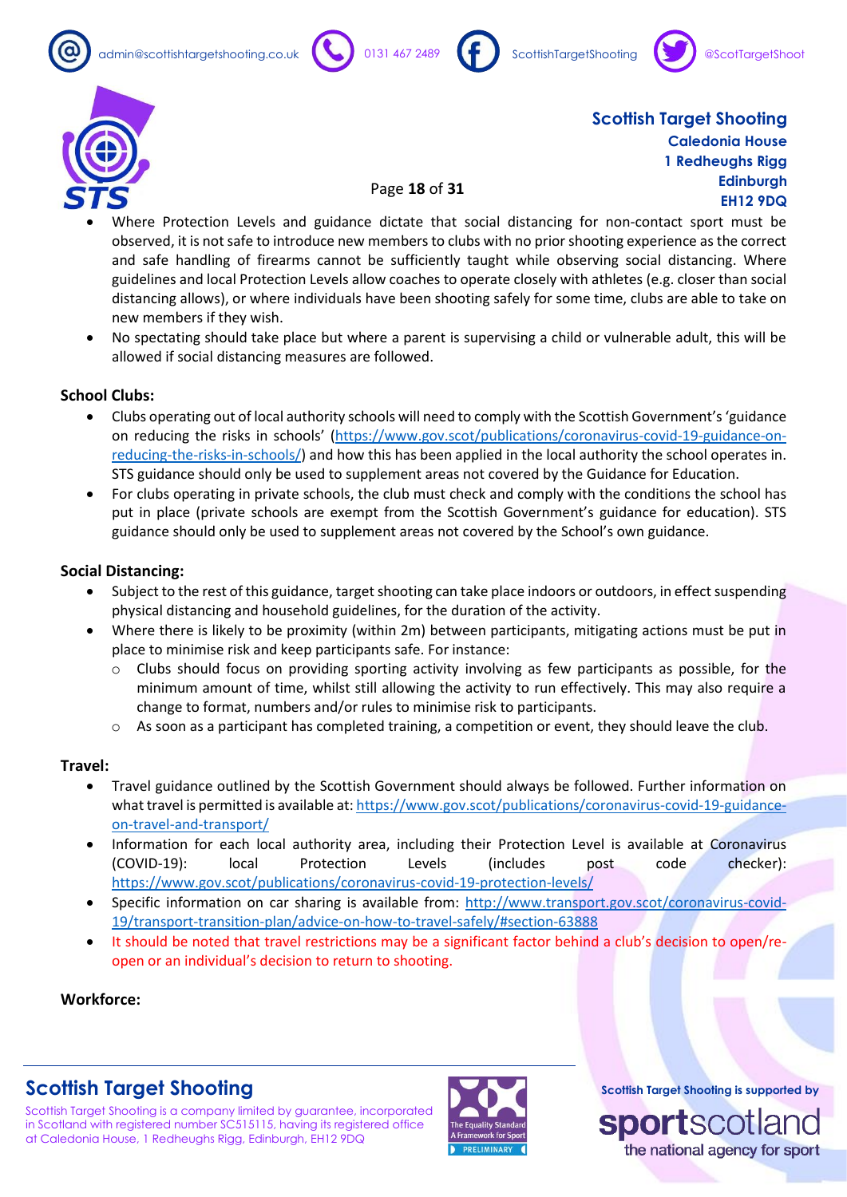- Where Protection Levels and guidance dictate that social distancing for non-contact sport must be observed, it is not safe to introduce new members to clubs with no prior shooting experience as the correct and safe handling of firearms cannot be sufficiently taught while observing social distancing. Where guidelines and local Protection Levels allow coaches to operate closely with athletes (e.g. closer than social distancing allows), or where individuals have been shooting safely for some time, clubs are able to take on new members if they wish.
- No spectating should take place but where a parent is supervising a child or vulnerable adult, this will be allowed if social distancing measures are followed.

**School Clubs:**

- Clubs operating out of local authority schools will need to comply with the Scottish Government's 'guidance on reducing the risks in schools' (https://www.gov.scot/publications/coronavirus-covid-19-guidance-on-reducing-the-risks-in-schools/) and how this has been applied in the local authority the school operates in. STS guidance should only be used to supplement areas not covered by the Guidance for Education.
- For clubs operating in private schools, the club must check and comply with the conditions the school has put in place (private schools are exempt from the Scottish Government's guidance for education). STS guidance should only be used to supplement areas not covered by the School's own guidance.

**Social Distancing:**

- Subject to the rest of this guidance, target shooting can take place indoors or outdoors, in effect suspending physical distancing and household guidelines, for the duration of the activity.
- Where there is likely to be proximity (within 2m) between participants, mitigating actions must be put in place to minimise risk and keep participants safe. For instance:
  - Clubs should focus on providing sporting activity involving as few participants as possible, for the minimum amount of time, whilst still allowing the activity to run effectively. This may also require a change to format, numbers and/or rules to minimise risk to participants.
  - As soon as a participant has completed training, a competition or event, they should leave the club.

**Travel:**

- Travel guidance outlined by the Scottish Government should always be followed. Further information on what travel is permitted is available at: https://www.gov.scot/publications/coronavirus-covid-19-guidance-on-travel-and-transport/
- Information for each local authority area, including their Protection Level is available at Coronavirus (COVID-19): local Protection Levels (includes post code checker): https://www.gov.scot/publications/coronavirus-covid-19-protection-levels/
- Specific information on car sharing is available from: http://www.transport.gov.scot/coronavirus-covid-19/transport-transition-plan/advice-on-how-to-travel-safely/#section-63888
- It should be noted that travel restrictions may be a significant factor behind a club's decision to open/re-open or an individual's decision to return to shooting.

**Workforce:**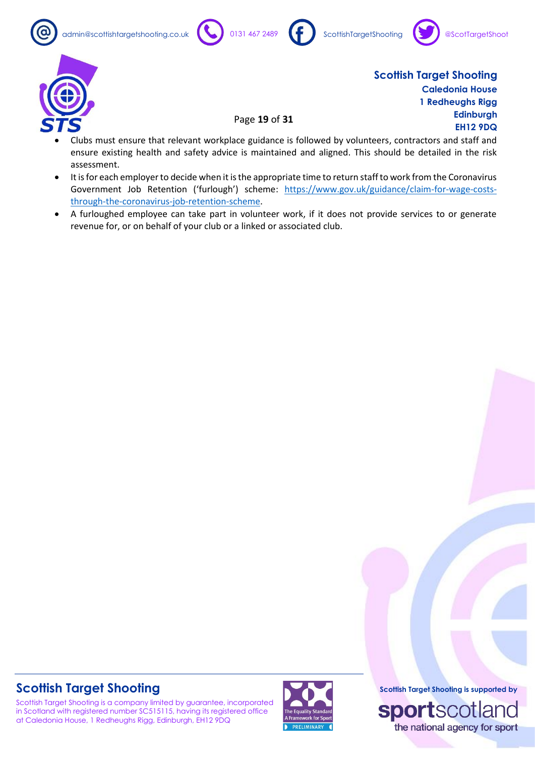- Clubs must ensure that relevant workplace guidance is followed by volunteers, contractors and staff and ensure existing health and safety advice is maintained and aligned. This should be detailed in the risk assessment.
- It is for each employer to decide when it is the appropriate time to return staff to work from the Coronavirus Government Job Retention ('furlough') scheme: https://www.gov.uk/guidance/claim-for-wage-costs-through-the-coronavirus-job-retention-scheme.
- A furloughed employee can take part in volunteer work, if it does not provide services to or generate revenue for, or on behalf of your club or a linked or associated club.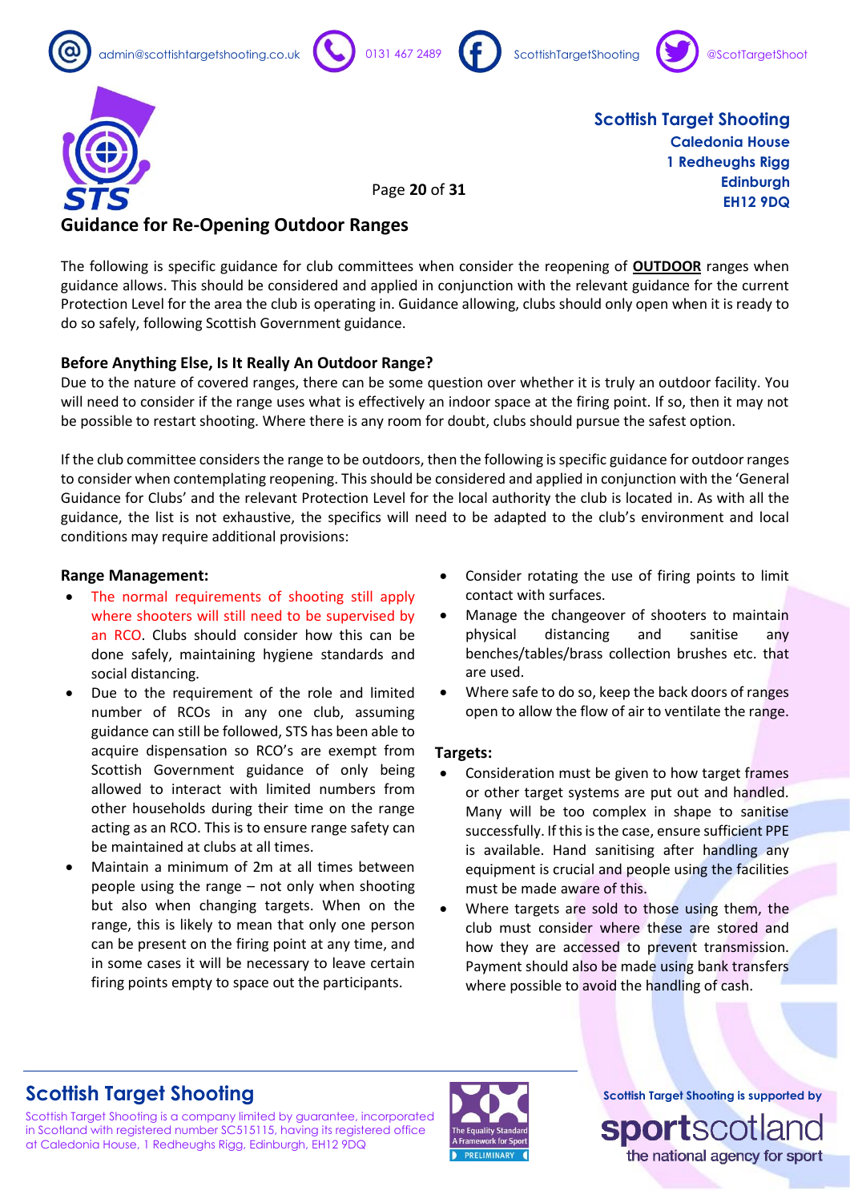## Guidance for Re-Opening Outdoor Ranges

The following is specific guidance for club committees when consider the reopening of **OUTDOOR** ranges when guidance allows. This should be considered and applied in conjunction with the relevant guidance for the current Protection Level for the area the club is operating in. Guidance allowing, clubs should only open when it is ready to do so safely, following Scottish Government guidance.

### Before Anything Else, Is It Really An Outdoor Range?

Due to the nature of covered ranges, there can be some question over whether it is truly an outdoor facility. You will need to consider if the range uses what is effectively an indoor space at the firing point. If so, then it may not be possible to restart shooting. Where there is any room for doubt, clubs should pursue the safest option.

If the club committee considers the range to be outdoors, then the following is specific guidance for outdoor ranges to consider when contemplating reopening. This should be considered and applied in conjunction with the 'General Guidance for Clubs' and the relevant Protection Level for the local authority the club is located in. As with all the guidance, the list is not exhaustive, the specifics will need to be adapted to the club's environment and local conditions may require additional provisions:

**Range Management:**

- The normal requirements of shooting still apply where shooters will still need to be supervised by an RCO. Clubs should consider how this can be done safely, maintaining hygiene standards and social distancing.
- Due to the requirement of the role and limited number of RCOs in any one club, assuming guidance can still be followed, STS has been able to acquire dispensation so RCO's are exempt from Scottish Government guidance of only being allowed to interact with limited numbers from other households during their time on the range acting as an RCO. This is to ensure range safety can be maintained at clubs at all times.
- Maintain a minimum of 2m at all times between people using the range – not only when shooting but also when changing targets. When on the range, this is likely to mean that only one person can be present on the firing point at any time, and in some cases it will be necessary to leave certain firing points empty to space out the participants.
- Consider rotating the use of firing points to limit contact with surfaces.
- Manage the changeover of shooters to maintain physical distancing and sanitise any benches/tables/brass collection brushes etc. that are used.
- Where safe to do so, keep the back doors of ranges open to allow the flow of air to ventilate the range.

**Targets:**

- Consideration must be given to how target frames or other target systems are put out and handled. Many will be too complex in shape to sanitise successfully. If this is the case, ensure sufficient PPE is available. Hand sanitising after handling any equipment is crucial and people using the facilities must be made aware of this.
- Where targets are sold to those using them, the club must consider where these are stored and how they are accessed to prevent transmission. Payment should also be made using bank transfers where possible to avoid the handling of cash.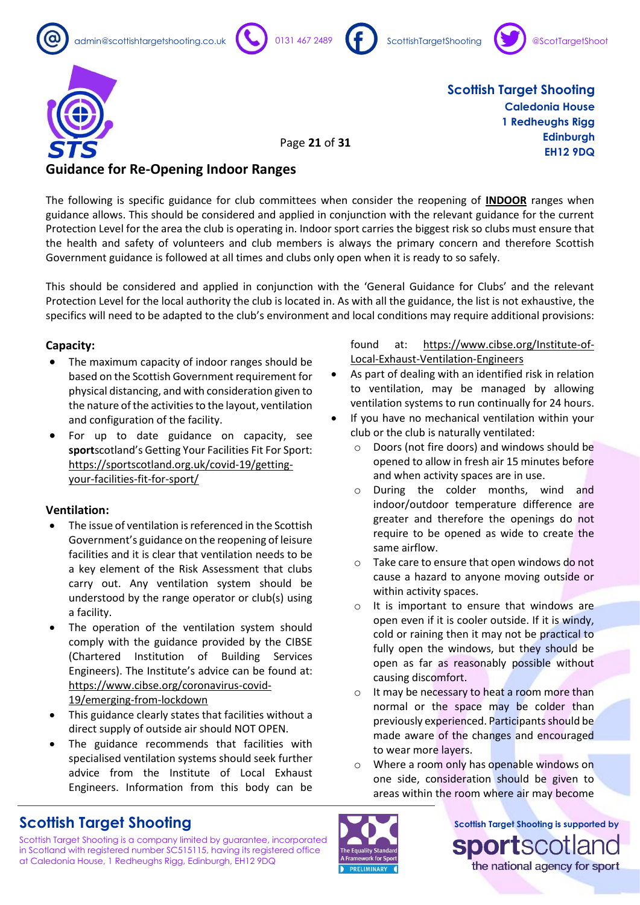## Guidance for Re-Opening Indoor Ranges

The following is specific guidance for club committees when consider the reopening of **INDOOR** ranges when guidance allows. This should be considered and applied in conjunction with the relevant guidance for the current Protection Level for the area the club is operating in. Indoor sport carries the biggest risk so clubs must ensure that the health and safety of volunteers and club members is always the primary concern and therefore Scottish Government guidance is followed at all times and clubs only open when it is ready to so safely.

This should be considered and applied in conjunction with the 'General Guidance for Clubs' and the relevant Protection Level for the local authority the club is located in. As with all the guidance, the list is not exhaustive, the specifics will need to be adapted to the club's environment and local conditions may require additional provisions:

### Capacity:

- The maximum capacity of indoor ranges should be based on the Scottish Government requirement for physical distancing, and with consideration given to the nature of the activities to the layout, ventilation and configuration of the facility.
- For up to date guidance on capacity, see **sport**scotland's Getting Your Facilities Fit For Sport: https://sportscotland.org.uk/covid-19/getting-your-facilities-fit-for-sport/

### Ventilation:

- The issue of ventilation is referenced in the Scottish Government's guidance on the reopening of leisure facilities and it is clear that ventilation needs to be a key element of the Risk Assessment that clubs carry out. Any ventilation system should be understood by the range operator or club(s) using a facility.
- The operation of the ventilation system should comply with the guidance provided by the CIBSE (Chartered Institution of Building Services Engineers). The Institute's advice can be found at: https://www.cibse.org/coronavirus-covid-19/emerging-from-lockdown
- This guidance clearly states that facilities without a direct supply of outside air should NOT OPEN.
- The guidance recommends that facilities with specialised ventilation systems should seek further advice from the Institute of Local Exhaust Engineers. Information from this body can be found at: https://www.cibse.org/Institute-of-Local-Exhaust-Ventilation-Engineers
- As part of dealing with an identified risk in relation to ventilation, may be managed by allowing ventilation systems to run continually for 24 hours.
- If you have no mechanical ventilation within your club or the club is naturally ventilated:
  - Doors (not fire doors) and windows should be opened to allow in fresh air 15 minutes before and when activity spaces are in use.
  - During the colder months, wind and indoor/outdoor temperature difference are greater and therefore the openings do not require to be opened as wide to create the same airflow.
  - Take care to ensure that open windows do not cause a hazard to anyone moving outside or within activity spaces.
  - It is important to ensure that windows are open even if it is cooler outside. If it is windy, cold or raining then it may not be practical to fully open the windows, but they should be open as far as reasonably possible without causing discomfort.
  - It may be necessary to heat a room more than normal or the space may be colder than previously experienced. Participants should be made aware of the changes and encouraged to wear more layers.
  - Where a room only has openable windows on one side, consideration should be given to areas within the room where air may become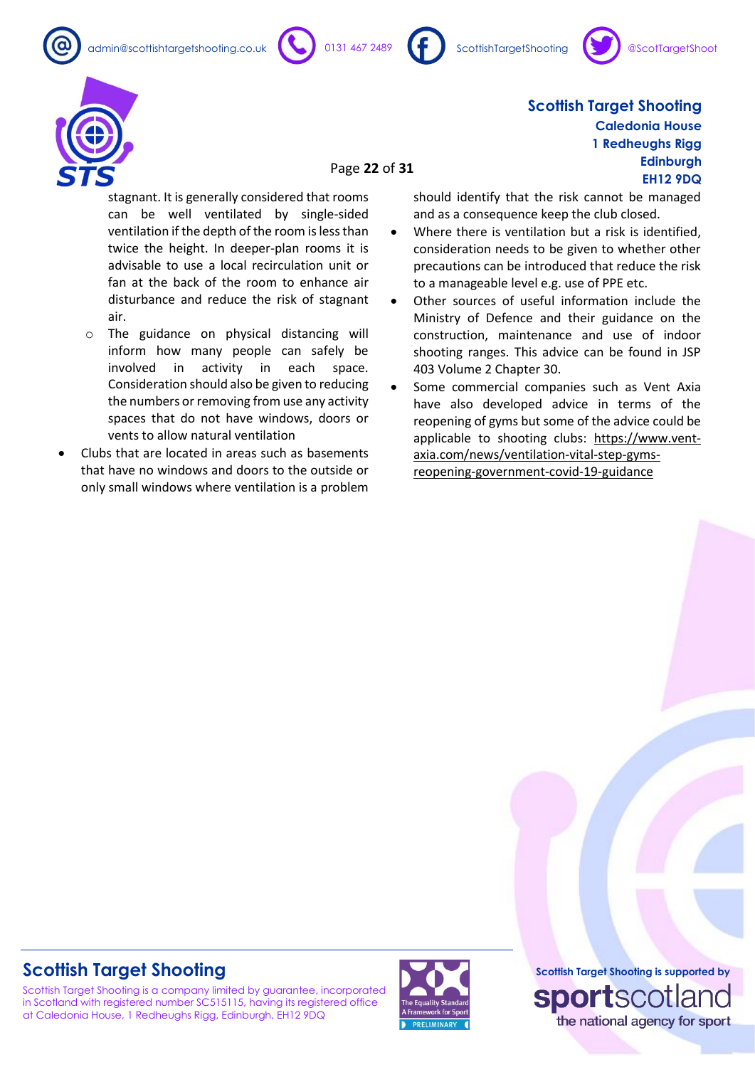stagnant. It is generally considered that rooms can be well ventilated by single-sided ventilation if the depth of the room is less than twice the height. In deeper-plan rooms it is advisable to use a local recirculation unit or fan at the back of the room to enhance air disturbance and reduce the risk of stagnant air.

  - The guidance on physical distancing will inform how many people can safely be involved in activity in each space. Consideration should also be given to reducing the numbers or removing from use any activity spaces that do not have windows, doors or vents to allow natural ventilation

- Clubs that are located in areas such as basements that have no windows and doors to the outside or only small windows where ventilation is a problem should identify that the risk cannot be managed and as a consequence keep the club closed.
- Where there is ventilation but a risk is identified, consideration needs to be given to whether other precautions can be introduced that reduce the risk to a manageable level e.g. use of PPE etc.
- Other sources of useful information include the Ministry of Defence and their guidance on the construction, maintenance and use of indoor shooting ranges. This advice can be found in JSP 403 Volume 2 Chapter 30.
- Some commercial companies such as Vent Axia have also developed advice in terms of the reopening of gyms but some of the advice could be applicable to shooting clubs: https://www.vent-axia.com/news/ventilation-vital-step-gyms-reopening-government-covid-19-guidance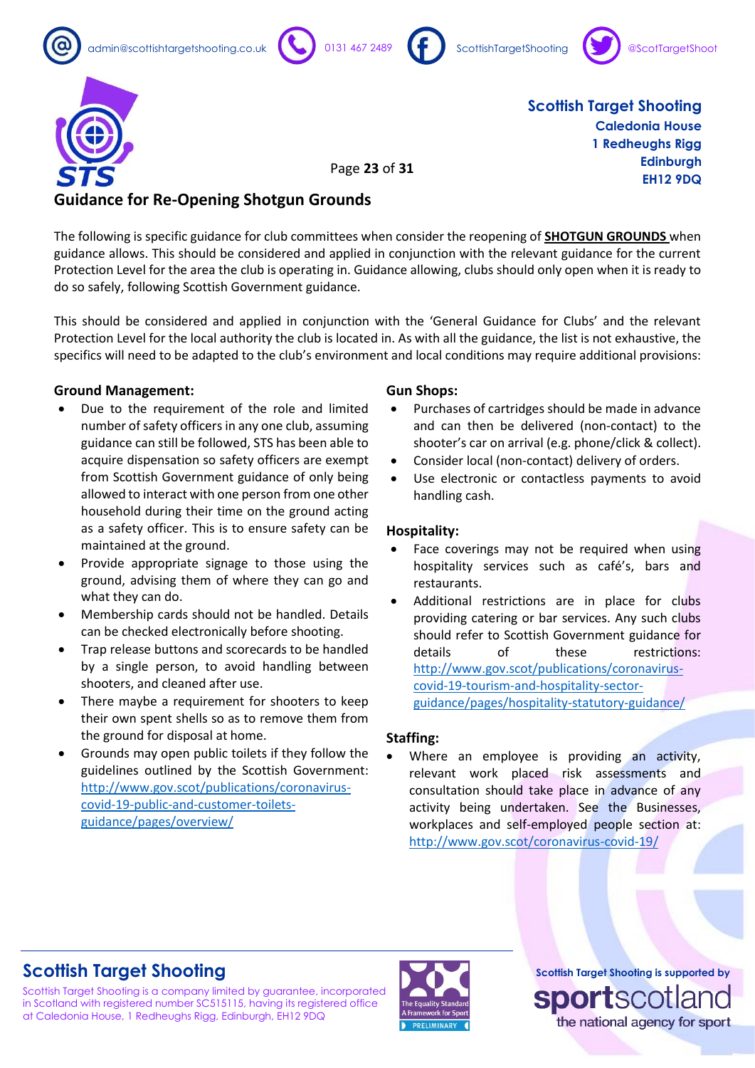## Guidance for Re-Opening Shotgun Grounds

The following is specific guidance for club committees when consider the reopening of **SHOTGUN GROUNDS** when guidance allows. This should be considered and applied in conjunction with the relevant guidance for the current Protection Level for the area the club is operating in. Guidance allowing, clubs should only open when it is ready to do so safely, following Scottish Government guidance.

This should be considered and applied in conjunction with the 'General Guidance for Clubs' and the relevant Protection Level for the local authority the club is located in. As with all the guidance, the list is not exhaustive, the specifics will need to be adapted to the club's environment and local conditions may require additional provisions:

### Ground Management:

- Due to the requirement of the role and limited number of safety officers in any one club, assuming guidance can still be followed, STS has been able to acquire dispensation so safety officers are exempt from Scottish Government guidance of only being allowed to interact with one person from one other household during their time on the ground acting as a safety officer. This is to ensure safety can be maintained at the ground.
- Provide appropriate signage to those using the ground, advising them of where they can go and what they can do.
- Membership cards should not be handled. Details can be checked electronically before shooting.
- Trap release buttons and scorecards to be handled by a single person, to avoid handling between shooters, and cleaned after use.
- There maybe a requirement for shooters to keep their own spent shells so as to remove them from the ground for disposal at home.
- Grounds may open public toilets if they follow the guidelines outlined by the Scottish Government: http://www.gov.scot/publications/coronavirus-covid-19-public-and-customer-toilets-guidance/pages/overview/

### Gun Shops:

- Purchases of cartridges should be made in advance and can then be delivered (non-contact) to the shooter's car on arrival (e.g. phone/click & collect).
- Consider local (non-contact) delivery of orders.
- Use electronic or contactless payments to avoid handling cash.

### Hospitality:

- Face coverings may not be required when using hospitality services such as café's, bars and restaurants.
- Additional restrictions are in place for clubs providing catering or bar services. Any such clubs should refer to Scottish Government guidance for details of these restrictions: http://www.gov.scot/publications/coronavirus-covid-19-tourism-and-hospitality-sector-guidance/pages/hospitality-statutory-guidance/

### Staffing:

- Where an employee is providing an activity, relevant work placed risk assessments and consultation should take place in advance of any activity being undertaken. See the Businesses, workplaces and self-employed people section at: http://www.gov.scot/coronavirus-covid-19/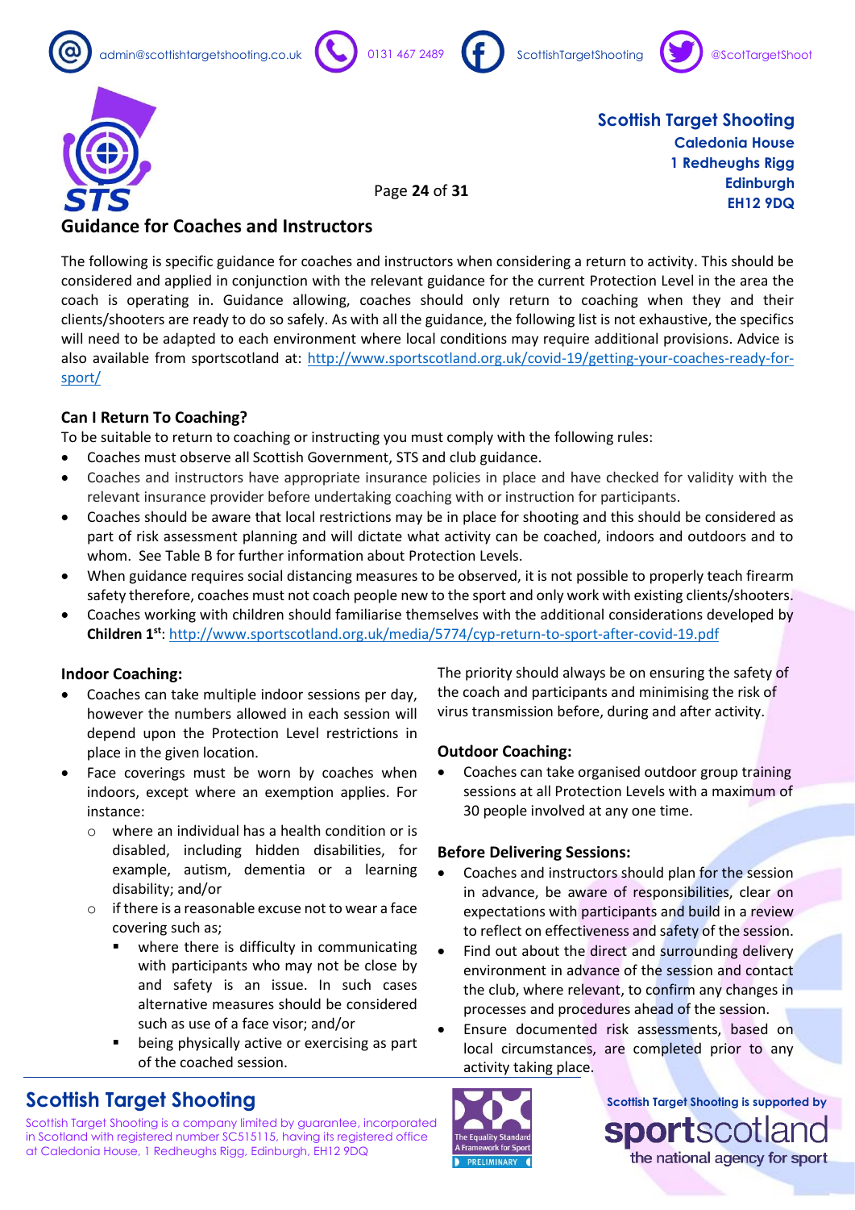## Guidance for Coaches and Instructors

The following is specific guidance for coaches and instructors when considering a return to activity. This should be considered and applied in conjunction with the relevant guidance for the current Protection Level in the area the coach is operating in. Guidance allowing, coaches should only return to coaching when they and their clients/shooters are ready to do so safely. As with all the guidance, the following list is not exhaustive, the specifics will need to be adapted to each environment where local conditions may require additional provisions. Advice is also available from sportscotland at: http://www.sportscotland.org.uk/covid-19/getting-your-coaches-ready-for-sport/

### Can I Return To Coaching?

To be suitable to return to coaching or instructing you must comply with the following rules:

- Coaches must observe all Scottish Government, STS and club guidance.
- Coaches and instructors have appropriate insurance policies in place and have checked for validity with the relevant insurance provider before undertaking coaching with or instruction for participants.
- Coaches should be aware that local restrictions may be in place for shooting and this should be considered as part of risk assessment planning and will dictate what activity can be coached, indoors and outdoors and to whom. See Table B for further information about Protection Levels.
- When guidance requires social distancing measures to be observed, it is not possible to properly teach firearm safety therefore, coaches must not coach people new to the sport and only work with existing clients/shooters.
- Coaches working with children should familiarise themselves with the additional considerations developed by **Children 1st**: http://www.sportscotland.org.uk/media/5774/cyp-return-to-sport-after-covid-19.pdf

### Indoor Coaching:

- Coaches can take multiple indoor sessions per day, however the numbers allowed in each session will depend upon the Protection Level restrictions in place in the given location.
- Face coverings must be worn by coaches when indoors, except where an exemption applies. For instance:
  - where an individual has a health condition or is disabled, including hidden disabilities, for example, autism, dementia or a learning disability; and/or
  - if there is a reasonable excuse not to wear a face covering such as;
    - where there is difficulty in communicating with participants who may not be close by and safety is an issue. In such cases alternative measures should be considered such as use of a face visor; and/or
    - being physically active or exercising as part of the coached session.

The priority should always be on ensuring the safety of the coach and participants and minimising the risk of virus transmission before, during and after activity.

### Outdoor Coaching:

- Coaches can take organised outdoor group training sessions at all Protection Levels with a maximum of 30 people involved at any one time.

### Before Delivering Sessions:

- Coaches and instructors should plan for the session in advance, be aware of responsibilities, clear on expectations with participants and build in a review to reflect on effectiveness and safety of the session.
- Find out about the direct and surrounding delivery environment in advance of the session and contact the club, where relevant, to confirm any changes in processes and procedures ahead of the session.
- Ensure documented risk assessments, based on local circumstances, are completed prior to any activity taking place.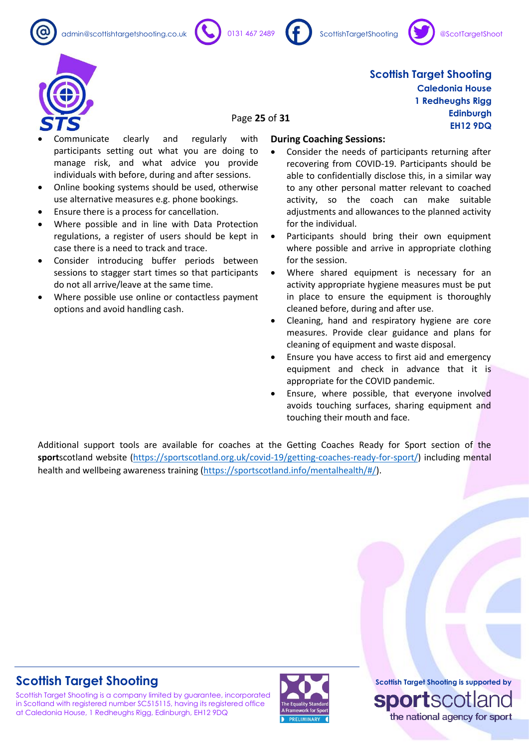- Communicate clearly and regularly with participants setting out what you are doing to manage risk, and what advice you provide individuals with before, during and after sessions.
- Online booking systems should be used, otherwise use alternative measures e.g. phone bookings.
- Ensure there is a process for cancellation.
- Where possible and in line with Data Protection regulations, a register of users should be kept in case there is a need to track and trace.
- Consider introducing buffer periods between sessions to stagger start times so that participants do not all arrive/leave at the same time.
- Where possible use online or contactless payment options and avoid handling cash.

**During Coaching Sessions:**

- Consider the needs of participants returning after recovering from COVID-19. Participants should be able to confidentially disclose this, in a similar way to any other personal matter relevant to coached activity, so the coach can make suitable adjustments and allowances to the planned activity for the individual.
- Participants should bring their own equipment where possible and arrive in appropriate clothing for the session.
- Where shared equipment is necessary for an activity appropriate hygiene measures must be put in place to ensure the equipment is thoroughly cleaned before, during and after use.
- Cleaning, hand and respiratory hygiene are core measures. Provide clear guidance and plans for cleaning of equipment and waste disposal.
- Ensure you have access to first aid and emergency equipment and check in advance that it is appropriate for the COVID pandemic.
- Ensure, where possible, that everyone involved avoids touching surfaces, sharing equipment and touching their mouth and face.

Additional support tools are available for coaches at the Getting Coaches Ready for Sport section of the **sport**scotland website (https://sportscotland.org.uk/covid-19/getting-coaches-ready-for-sport/) including mental health and wellbeing awareness training (https://sportscotland.info/mentalhealth/#/).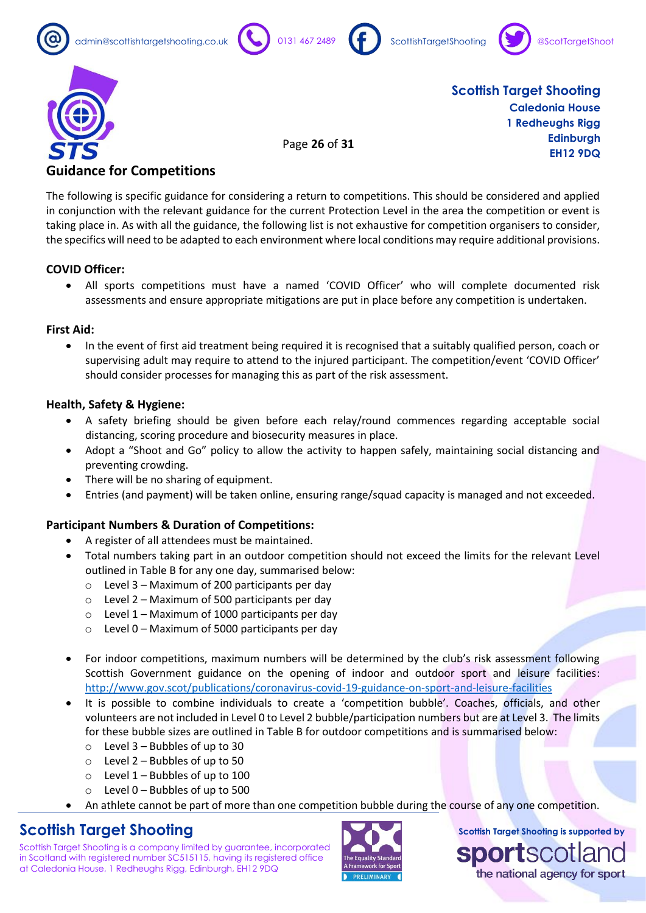## Guidance for Competitions

The following is specific guidance for considering a return to competitions. This should be considered and applied in conjunction with the relevant guidance for the current Protection Level in the area the competition or event is taking place in. As with all the guidance, the following list is not exhaustive for competition organisers to consider, the specifics will need to be adapted to each environment where local conditions may require additional provisions.

**COVID Officer:**

- All sports competitions must have a named 'COVID Officer' who will complete documented risk assessments and ensure appropriate mitigations are put in place before any competition is undertaken.

**First Aid:**

- In the event of first aid treatment being required it is recognised that a suitably qualified person, coach or supervising adult may require to attend to the injured participant. The competition/event 'COVID Officer' should consider processes for managing this as part of the risk assessment.

**Health, Safety & Hygiene:**

- A safety briefing should be given before each relay/round commences regarding acceptable social distancing, scoring procedure and biosecurity measures in place.
- Adopt a "Shoot and Go" policy to allow the activity to happen safely, maintaining social distancing and preventing crowding.
- There will be no sharing of equipment.
- Entries (and payment) will be taken online, ensuring range/squad capacity is managed and not exceeded.

**Participant Numbers & Duration of Competitions:**

- A register of all attendees must be maintained.
- Total numbers taking part in an outdoor competition should not exceed the limits for the relevant Level outlined in Table B for any one day, summarised below:
  - Level 3 – Maximum of 200 participants per day
  - Level 2 – Maximum of 500 participants per day
  - Level 1 – Maximum of 1000 participants per day
  - Level 0 – Maximum of 5000 participants per day
- For indoor competitions, maximum numbers will be determined by the club's risk assessment following Scottish Government guidance on the opening of indoor and outdoor sport and leisure facilities: http://www.gov.scot/publications/coronavirus-covid-19-guidance-on-sport-and-leisure-facilities
- It is possible to combine individuals to create a 'competition bubble'. Coaches, officials, and other volunteers are not included in Level 0 to Level 2 bubble/participation numbers but are at Level 3. The limits for these bubble sizes are outlined in Table B for outdoor competitions and is summarised below:
  - Level 3 – Bubbles of up to 30
  - Level 2 – Bubbles of up to 50
  - Level 1 – Bubbles of up to 100
  - Level 0 – Bubbles of up to 500
- An athlete cannot be part of more than one competition bubble during the course of any one competition.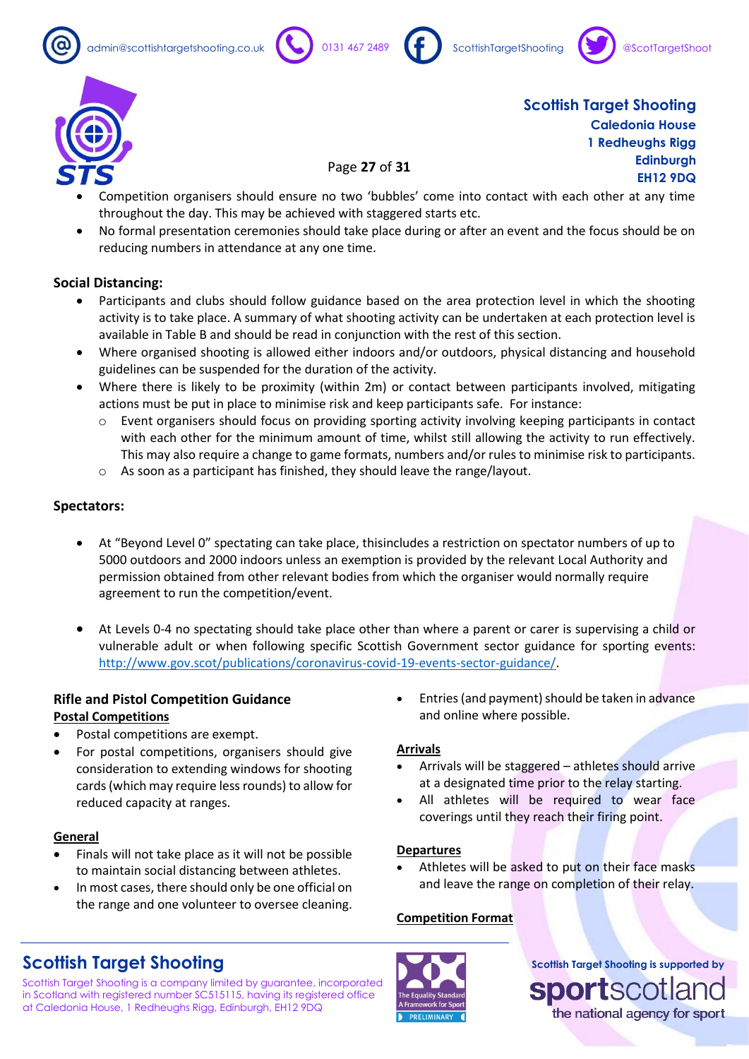- Competition organisers should ensure no two 'bubbles' come into contact with each other at any time throughout the day. This may be achieved with staggered starts etc.
- No formal presentation ceremonies should take place during or after an event and the focus should be on reducing numbers in attendance at any one time.

**Social Distancing:**

- Participants and clubs should follow guidance based on the area protection level in which the shooting activity is to take place. A summary of what shooting activity can be undertaken at each protection level is available in Table B and should be read in conjunction with the rest of this section.
- Where organised shooting is allowed either indoors and/or outdoors, physical distancing and household guidelines can be suspended for the duration of the activity.
- Where there is likely to be proximity (within 2m) or contact between participants involved, mitigating actions must be put in place to minimise risk and keep participants safe. For instance:
  - Event organisers should focus on providing sporting activity involving keeping participants in contact with each other for the minimum amount of time, whilst still allowing the activity to run effectively. This may also require a change to game formats, numbers and/or rules to minimise risk to participants.
  - As soon as a participant has finished, they should leave the range/layout.

**Spectators:**

- At "Beyond Level 0" spectating can take place, thisincludes a restriction on spectator numbers of up to 5000 outdoors and 2000 indoors unless an exemption is provided by the relevant Local Authority and permission obtained from other relevant bodies from which the organiser would normally require agreement to run the competition/event.

- At Levels 0-4 no spectating should take place other than where a parent or carer is supervising a child or vulnerable adult or when following specific Scottish Government sector guidance for sporting events: http://www.gov.scot/publications/coronavirus-covid-19-events-sector-guidance/.

**Rifle and Pistol Competition Guidance**

**Postal Competitions**

- Postal competitions are exempt.
- For postal competitions, organisers should give consideration to extending windows for shooting cards (which may require less rounds) to allow for reduced capacity at ranges.

**General**

- Finals will not take place as it will not be possible to maintain social distancing between athletes.
- In most cases, there should only be one official on the range and one volunteer to oversee cleaning.
- Entries (and payment) should be taken in advance and online where possible.

**Arrivals**

- Arrivals will be staggered – athletes should arrive at a designated time prior to the relay starting.
- All athletes will be required to wear face coverings until they reach their firing point.

**Departures**

- Athletes will be asked to put on their face masks and leave the range on completion of their relay.

**Competition Format**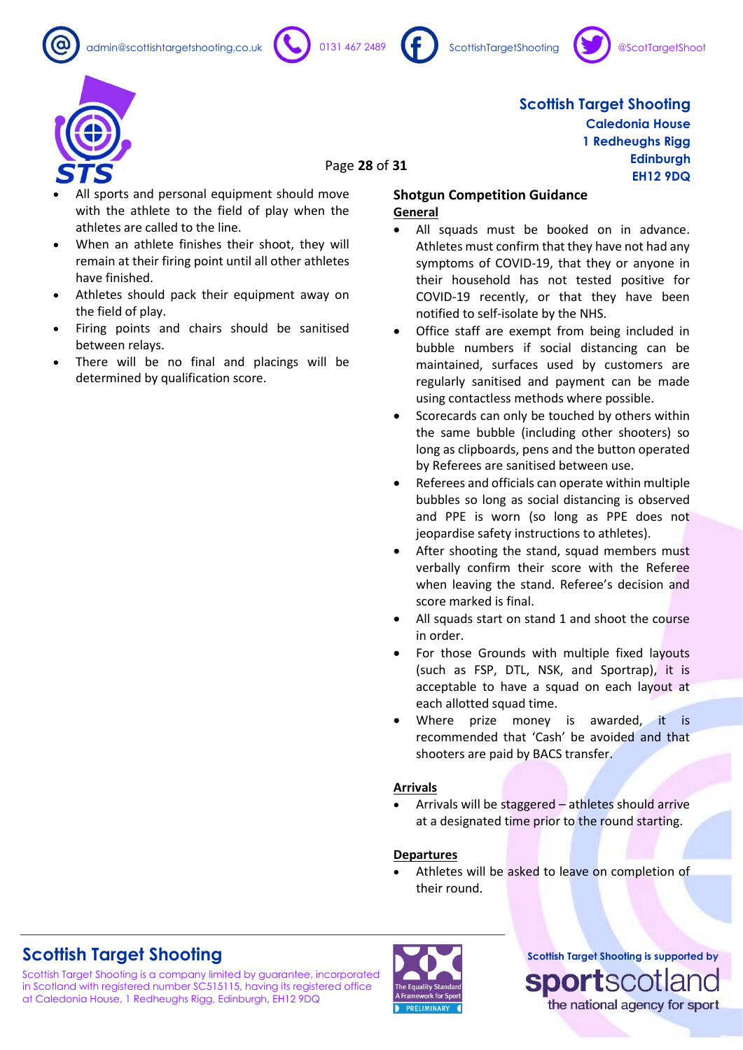- All sports and personal equipment should move with the athlete to the field of play when the athletes are called to the line.
- When an athlete finishes their shoot, they will remain at their firing point until all other athletes have finished.
- Athletes should pack their equipment away on the field of play.
- Firing points and chairs should be sanitised between relays.
- There will be no final and placings will be determined by qualification score.

## Shotgun Competition Guidance

### General

- All squads must be booked on in advance. Athletes must confirm that they have not had any symptoms of COVID-19, that they or anyone in their household has not tested positive for COVID-19 recently, or that they have been notified to self-isolate by the NHS.
- Office staff are exempt from being included in bubble numbers if social distancing can be maintained, surfaces used by customers are regularly sanitised and payment can be made using contactless methods where possible.
- Scorecards can only be touched by others within the same bubble (including other shooters) so long as clipboards, pens and the button operated by Referees are sanitised between use.
- Referees and officials can operate within multiple bubbles so long as social distancing is observed and PPE is worn (so long as PPE does not jeopardise safety instructions to athletes).
- After shooting the stand, squad members must verbally confirm their score with the Referee when leaving the stand. Referee's decision and score marked is final.
- All squads start on stand 1 and shoot the course in order.
- For those Grounds with multiple fixed layouts (such as FSP, DTL, NSK, and Sportrap), it is acceptable to have a squad on each layout at each allotted squad time.
- Where prize money is awarded, it is recommended that 'Cash' be avoided and that shooters are paid by BACS transfer.

### Arrivals

- Arrivals will be staggered – athletes should arrive at a designated time prior to the round starting.

### Departures

- Athletes will be asked to leave on completion of their round.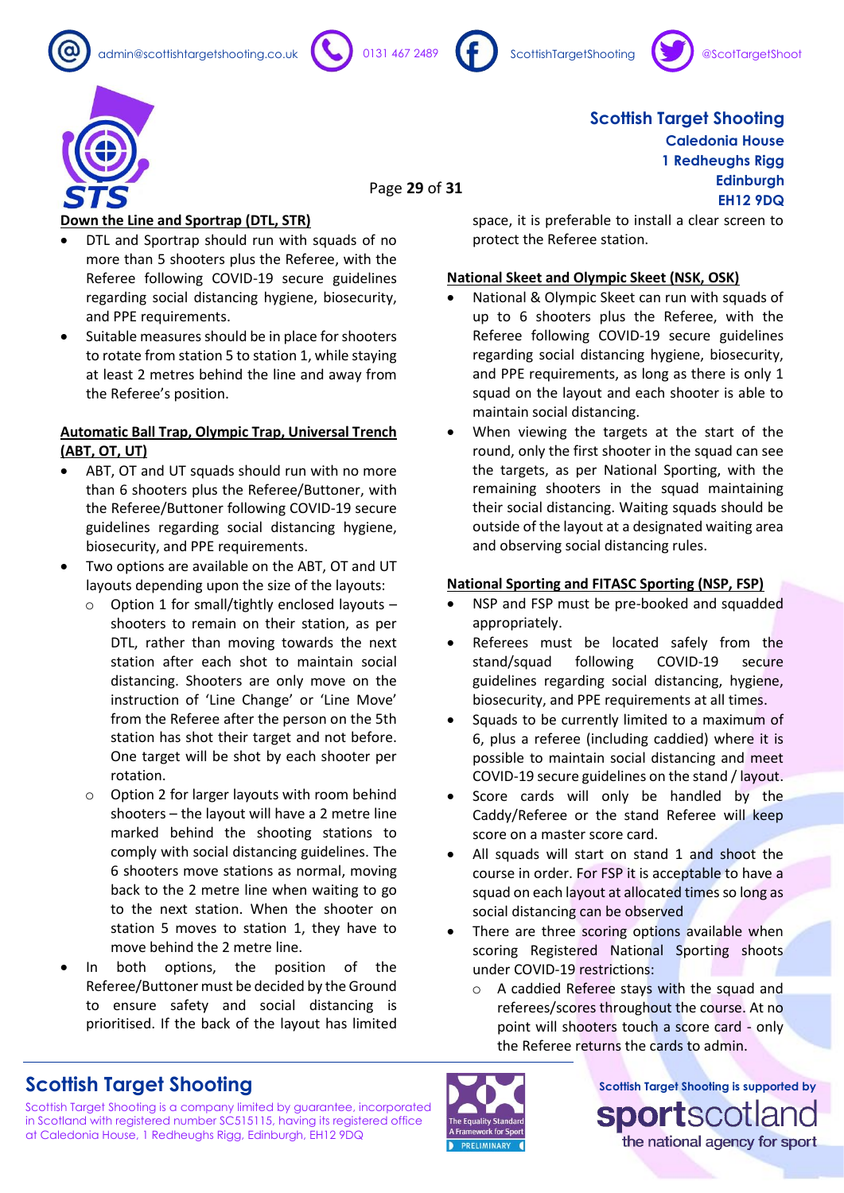**Down the Line and Sportrap (DTL, STR)**

- DTL and Sportrap should run with squads of no more than 5 shooters plus the Referee, with the Referee following COVID-19 secure guidelines regarding social distancing hygiene, biosecurity, and PPE requirements.
- Suitable measures should be in place for shooters to rotate from station 5 to station 1, while staying at least 2 metres behind the line and away from the Referee's position.

**Automatic Ball Trap, Olympic Trap, Universal Trench (ABT, OT, UT)**

- ABT, OT and UT squads should run with no more than 6 shooters plus the Referee/Buttoner, with the Referee/Buttoner following COVID-19 secure guidelines regarding social distancing hygiene, biosecurity, and PPE requirements.
- Two options are available on the ABT, OT and UT layouts depending upon the size of the layouts:
    - Option 1 for small/tightly enclosed layouts – shooters to remain on their station, as per DTL, rather than moving towards the next station after each shot to maintain social distancing. Shooters are only move on the instruction of 'Line Change' or 'Line Move' from the Referee after the person on the 5th station has shot their target and not before. One target will be shot by each shooter per rotation.
    - Option 2 for larger layouts with room behind shooters – the layout will have a 2 metre line marked behind the shooting stations to comply with social distancing guidelines. The 6 shooters move stations as normal, moving back to the 2 metre line when waiting to go to the next station. When the shooter on station 5 moves to station 1, they have to move behind the 2 metre line.
- In both options, the position of the Referee/Buttoner must be decided by the Ground to ensure safety and social distancing is prioritised. If the back of the layout has limited space, it is preferable to install a clear screen to protect the Referee station.

**National Skeet and Olympic Skeet (NSK, OSK)**

- National & Olympic Skeet can run with squads of up to 6 shooters plus the Referee, with the Referee following COVID-19 secure guidelines regarding social distancing hygiene, biosecurity, and PPE requirements, as long as there is only 1 squad on the layout and each shooter is able to maintain social distancing.
- When viewing the targets at the start of the round, only the first shooter in the squad can see the targets, as per National Sporting, with the remaining shooters in the squad maintaining their social distancing. Waiting squads should be outside of the layout at a designated waiting area and observing social distancing rules.

**National Sporting and FITASC Sporting (NSP, FSP)**

- NSP and FSP must be pre-booked and squadded appropriately.
- Referees must be located safely from the stand/squad following COVID-19 secure guidelines regarding social distancing, hygiene, biosecurity, and PPE requirements at all times.
- Squads to be currently limited to a maximum of 6, plus a referee (including caddied) where it is possible to maintain social distancing and meet COVID-19 secure guidelines on the stand / layout.
- Score cards will only be handled by the Caddy/Referee or the stand Referee will keep score on a master score card.
- All squads will start on stand 1 and shoot the course in order. For FSP it is acceptable to have a squad on each layout at allocated times so long as social distancing can be observed
- There are three scoring options available when scoring Registered National Sporting shoots under COVID-19 restrictions:
    - A caddied Referee stays with the squad and referees/scores throughout the course. At no point will shooters touch a score card - only the Referee returns the cards to admin.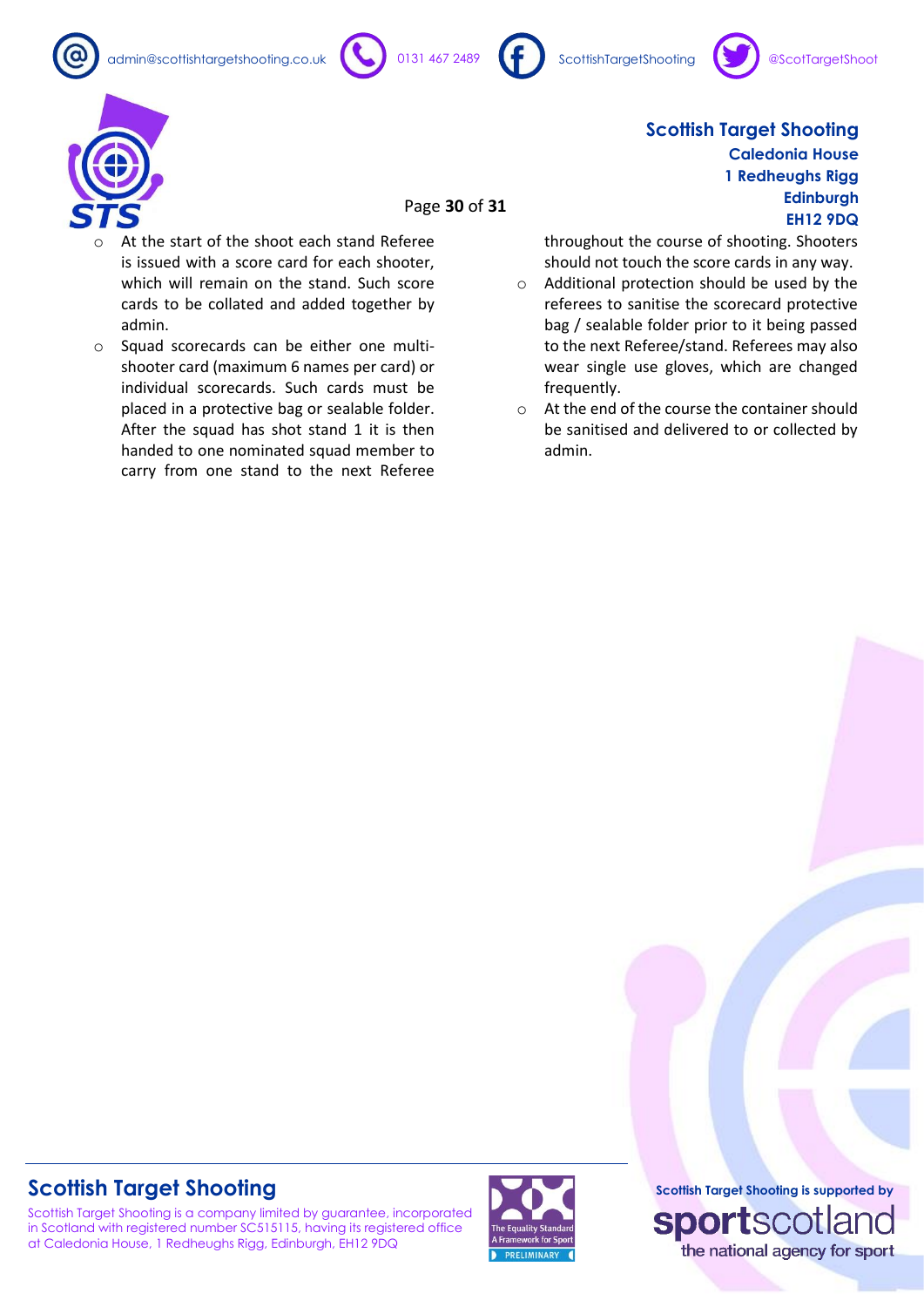- At the start of the shoot each stand Referee is issued with a score card for each shooter, which will remain on the stand. Such score cards to be collated and added together by admin.
- Squad scorecards can be either one multi-shooter card (maximum 6 names per card) or individual scorecards. Such cards must be placed in a protective bag or sealable folder. After the squad has shot stand 1 it is then handed to one nominated squad member to carry from one stand to the next Referee throughout the course of shooting. Shooters should not touch the score cards in any way.
- Additional protection should be used by the referees to sanitise the scorecard protective bag / sealable folder prior to it being passed to the next Referee/stand. Referees may also wear single use gloves, which are changed frequently.
- At the end of the course the container should be sanitised and delivered to or collected by admin.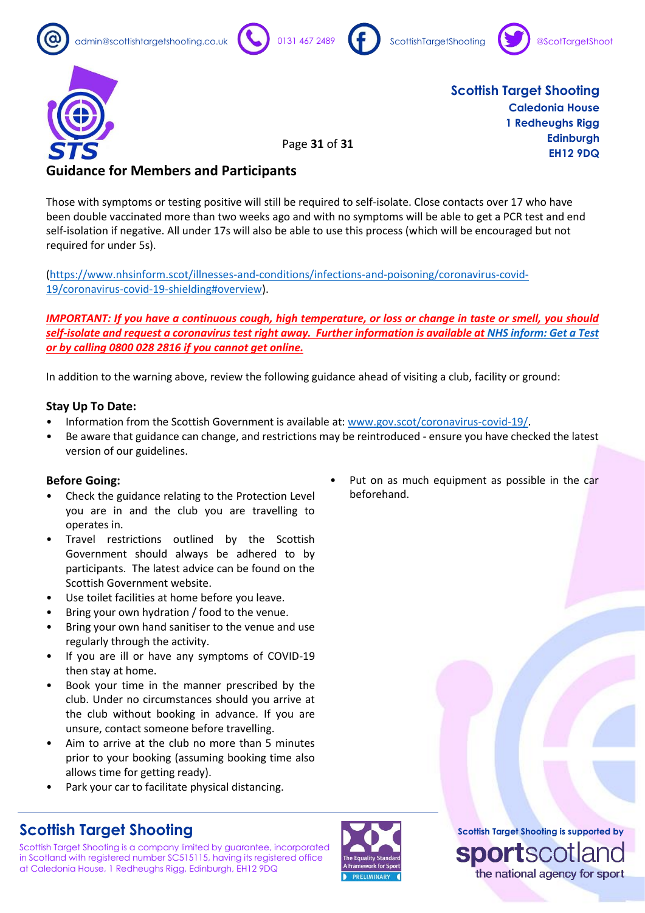## Guidance for Members and Participants

Those with symptoms or testing positive will still be required to self-isolate. Close contacts over 17 who have been double vaccinated more than two weeks ago and with no symptoms will be able to get a PCR test and end self-isolation if negative. All under 17s will also be able to use this process (which will be encouraged but not required for under 5s).

(https://www.nhsinform.scot/illnesses-and-conditions/infections-and-poisoning/coronavirus-covid-19/coronavirus-covid-19-shielding#overview).

***IMPORTANT: If you have a continuous cough, high temperature, or loss or change in taste or smell, you should self-isolate and request a coronavirus test right away. Further information is available at NHS inform: Get a Test or by calling 0800 028 2816 if you cannot get online.***

In addition to the warning above, review the following guidance ahead of visiting a club, facility or ground:

### Stay Up To Date:

- Information from the Scottish Government is available at: www.gov.scot/coronavirus-covid-19/.
- Be aware that guidance can change, and restrictions may be reintroduced - ensure you have checked the latest version of our guidelines.

### Before Going:

- Check the guidance relating to the Protection Level you are in and the club you are travelling to operates in.
- Travel restrictions outlined by the Scottish Government should always be adhered to by participants. The latest advice can be found on the Scottish Government website.
- Use toilet facilities at home before you leave.
- Bring your own hydration / food to the venue.
- Bring your own hand sanitiser to the venue and use regularly through the activity.
- If you are ill or have any symptoms of COVID-19 then stay at home.
- Book your time in the manner prescribed by the club. Under no circumstances should you arrive at the club without booking in advance. If you are unsure, contact someone before travelling.
- Aim to arrive at the club no more than 5 minutes prior to your booking (assuming booking time also allows time for getting ready).
- Park your car to facilitate physical distancing.
- Put on as much equipment as possible in the car beforehand.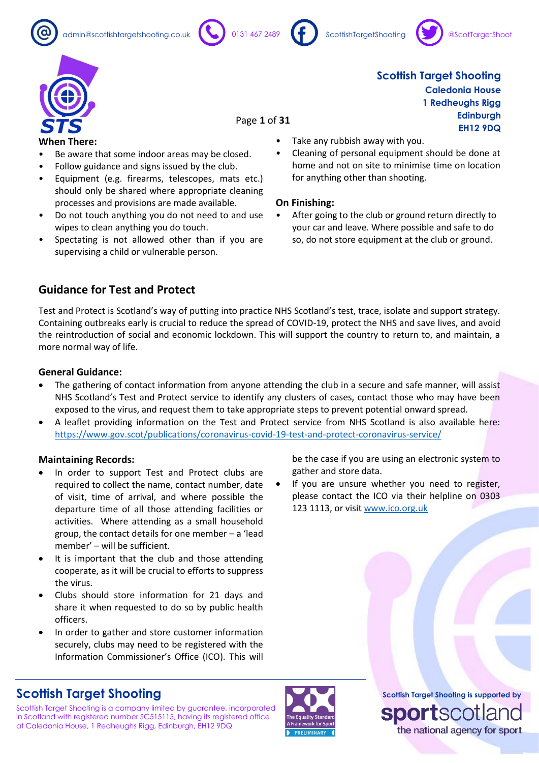**When There:**

- Be aware that some indoor areas may be closed.
- Follow guidance and signs issued by the club.
- Equipment (e.g. firearms, telescopes, mats etc.) should only be shared where appropriate cleaning processes and provisions are made available.
- Do not touch anything you do not need to and use wipes to clean anything you do touch.
- Spectating is not allowed other than if you are supervising a child or vulnerable person.
- Take any rubbish away with you.
- Cleaning of personal equipment should be done at home and not on site to minimise time on location for anything other than shooting.

**On Finishing:**

- After going to the club or ground return directly to your car and leave. Where possible and safe to do so, do not store equipment at the club or ground.

## Guidance for Test and Protect

Test and Protect is Scotland's way of putting into practice NHS Scotland's test, trace, isolate and support strategy. Containing outbreaks early is crucial to reduce the spread of COVID-19, protect the NHS and save lives, and avoid the reintroduction of social and economic lockdown. This will support the country to return to, and maintain, a more normal way of life.

**General Guidance:**

- The gathering of contact information from anyone attending the club in a secure and safe manner, will assist NHS Scotland's Test and Protect service to identify any clusters of cases, contact those who may have been exposed to the virus, and request them to take appropriate steps to prevent potential onward spread.
- A leaflet providing information on the Test and Protect service from NHS Scotland is also available here: https://www.gov.scot/publications/coronavirus-covid-19-test-and-protect-coronavirus-service/

**Maintaining Records:**

- In order to support Test and Protect clubs are required to collect the name, contact number, date of visit, time of arrival, and where possible the departure time of all those attending facilities or activities. Where attending as a small household group, the contact details for one member – a 'lead member' – will be sufficient.
- It is important that the club and those attending cooperate, as it will be crucial to efforts to suppress the virus.
- Clubs should store information for 21 days and share it when requested to do so by public health officers.
- In order to gather and store customer information securely, clubs may need to be registered with the Information Commissioner's Office (ICO). This will be the case if you are using an electronic system to gather and store data.
- If you are unsure whether you need to register, please contact the ICO via their helpline on 0303 123 1113, or visit www.ico.org.uk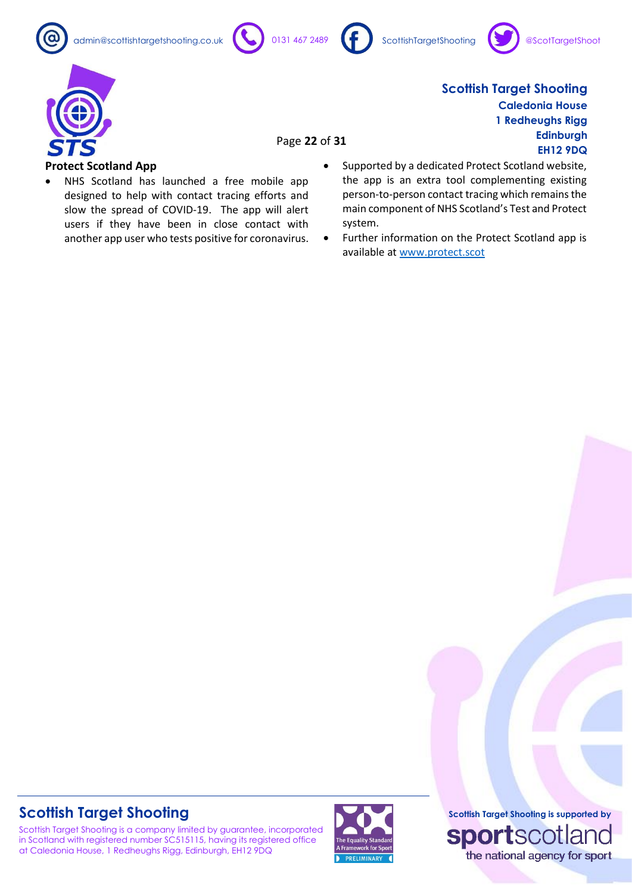### Protect Scotland App

- NHS Scotland has launched a free mobile app designed to help with contact tracing efforts and slow the spread of COVID-19. The app will alert users if they have been in close contact with another app user who tests positive for coronavirus.
- Supported by a dedicated Protect Scotland website, the app is an extra tool complementing existing person-to-person contact tracing which remains the main component of NHS Scotland's Test and Protect system.
- Further information on the Protect Scotland app is available at [www.protect.scot](http://www.protect.scot)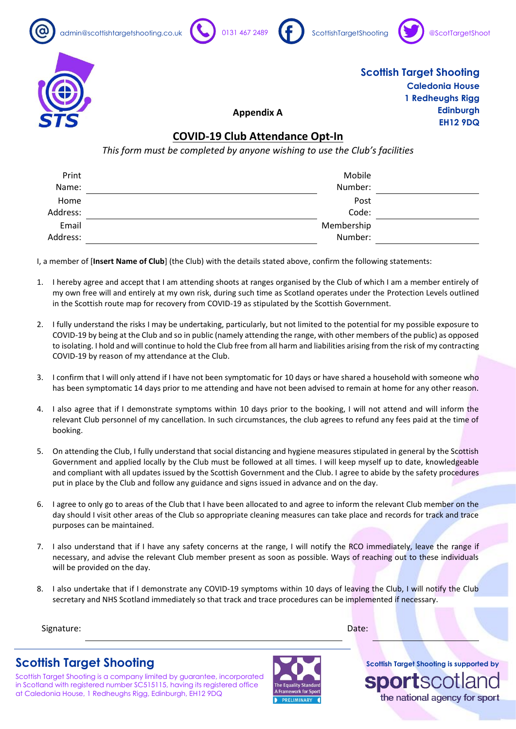admin@scottishtargetshooting.co.uk 0131 467 2489 ScottishTargetShooting @ScotTargetShoot

**Scottish Target Shooting**
**Caledonia House**
**1 Redheughs Rigg**
**Edinburgh**
**EH12 9DQ**

**Appendix A**

## COVID-19 Club Attendance Opt-In

*This form must be completed by anyone wishing to use the Club's facilities*

| | | | |
|---|---|---|---|
| Print Name: | | Mobile Number: | |
| Home Address: | | Post Code: | |
| Email Address: | | Membership Number: | |

I, a member of [**Insert Name of Club**] (the Club) with the details stated above, confirm the following statements:

1. I hereby agree and accept that I am attending shoots at ranges organised by the Club of which I am a member entirely of my own free will and entirely at my own risk, during such time as Scotland operates under the Protection Levels outlined in the Scottish route map for recovery from COVID-19 as stipulated by the Scottish Government.

2. I fully understand the risks I may be undertaking, particularly, but not limited to the potential for my possible exposure to COVID-19 by being at the Club and so in public (namely attending the range, with other members of the public) as opposed to isolating. I hold and will continue to hold the Club free from all harm and liabilities arising from the risk of my contracting COVID-19 by reason of my attendance at the Club.

3. I confirm that I will only attend if I have not been symptomatic for 10 days or have shared a household with someone who has been symptomatic 14 days prior to me attending and have not been advised to remain at home for any other reason.

4. I also agree that if I demonstrate symptoms within 10 days prior to the booking, I will not attend and will inform the relevant Club personnel of my cancellation. In such circumstances, the club agrees to refund any fees paid at the time of booking.

5. On attending the Club, I fully understand that social distancing and hygiene measures stipulated in general by the Scottish Government and applied locally by the Club must be followed at all times. I will keep myself up to date, knowledgeable and compliant with all updates issued by the Scottish Government and the Club. I agree to abide by the safety procedures put in place by the Club and follow any guidance and signs issued in advance and on the day.

6. I agree to only go to areas of the Club that I have been allocated to and agree to inform the relevant Club member on the day should I visit other areas of the Club so appropriate cleaning measures can take place and records for track and trace purposes can be maintained.

7. I also understand that if I have any safety concerns at the range, I will notify the RCO immediately, leave the range if necessary, and advise the relevant Club member present as soon as possible. Ways of reaching out to these individuals will be provided on the day.

8. I also undertake that if I demonstrate any COVID-19 symptoms within 10 days of leaving the Club, I will notify the Club secretary and NHS Scotland immediately so that track and trace procedures can be implemented if necessary.

Signature: ______________________ Date: ______________

**Scottish Target Shooting**

Scottish Target Shooting is a company limited by guarantee, incorporated in Scotland with registered number SC515115, having its registered office at Caledonia House, 1 Redheughs Rigg, Edinburgh, EH12 9DQ

The Equality Standard A Framework for Sport PRELIMINARY

Scottish Target Shooting is supported by sportscotland the national agency for sport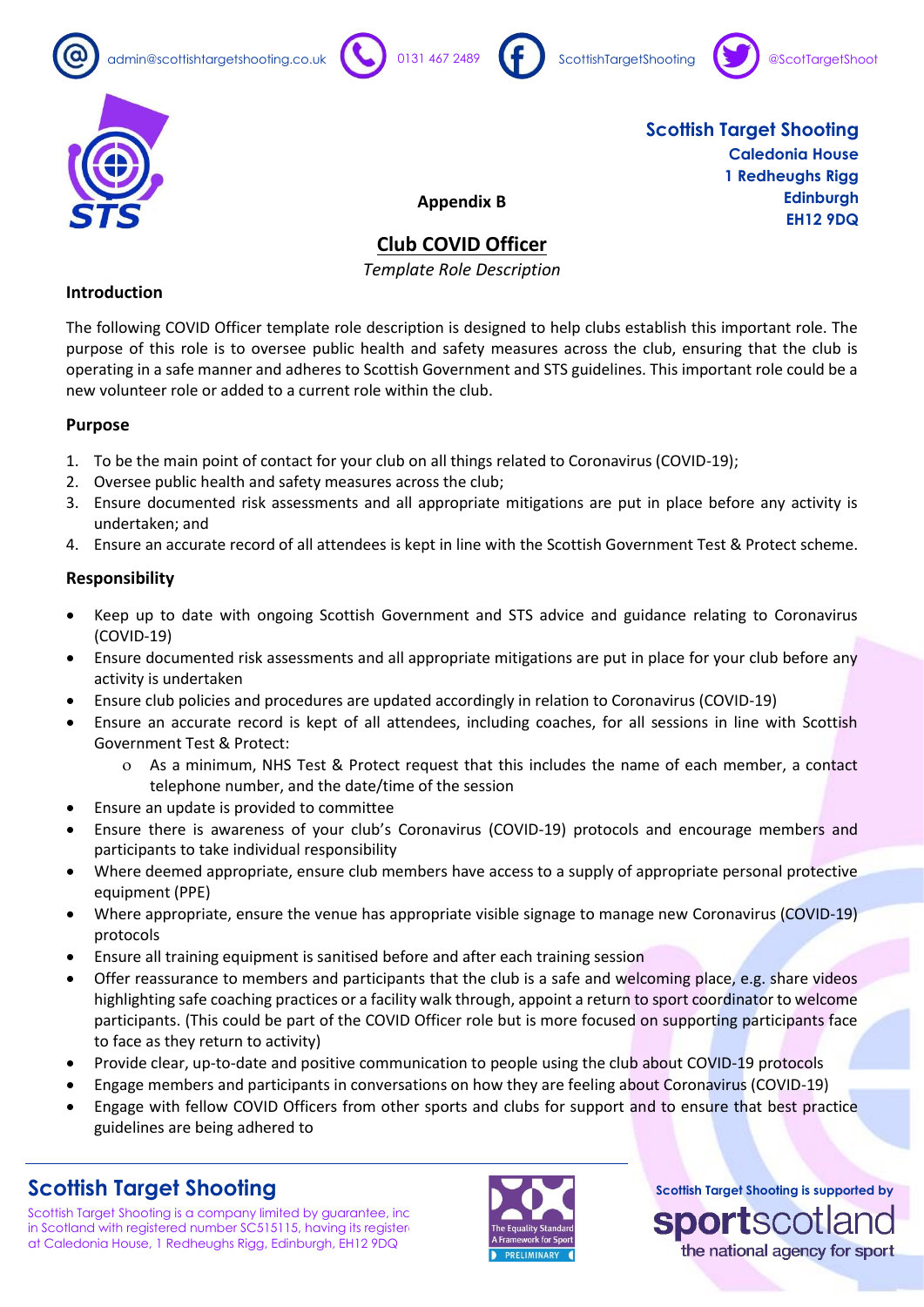admin@scottishtargetshooting.co.uk 0131 467 2489 ScottishTargetShooting @ScotTargetShoot

**Scottish Target Shooting**
**Caledonia House**
**1 Redheughs Rigg**
**Edinburgh**
**EH12 9DQ**

**Appendix B**

# Club COVID Officer

*Template Role Description*

### Introduction

The following COVID Officer template role description is designed to help clubs establish this important role. The purpose of this role is to oversee public health and safety measures across the club, ensuring that the club is operating in a safe manner and adheres to Scottish Government and STS guidelines. This important role could be a new volunteer role or added to a current role within the club.

### Purpose

1. To be the main point of contact for your club on all things related to Coronavirus (COVID-19);
2. Oversee public health and safety measures across the club;
3. Ensure documented risk assessments and all appropriate mitigations are put in place before any activity is undertaken; and
4. Ensure an accurate record of all attendees is kept in line with the Scottish Government Test & Protect scheme.

### Responsibility

- Keep up to date with ongoing Scottish Government and STS advice and guidance relating to Coronavirus (COVID-19)
- Ensure documented risk assessments and all appropriate mitigations are put in place for your club before any activity is undertaken
- Ensure club policies and procedures are updated accordingly in relation to Coronavirus (COVID-19)
- Ensure an accurate record is kept of all attendees, including coaches, for all sessions in line with Scottish Government Test & Protect:
  - As a minimum, NHS Test & Protect request that this includes the name of each member, a contact telephone number, and the date/time of the session
- Ensure an update is provided to committee
- Ensure there is awareness of your club's Coronavirus (COVID-19) protocols and encourage members and participants to take individual responsibility
- Where deemed appropriate, ensure club members have access to a supply of appropriate personal protective equipment (PPE)
- Where appropriate, ensure the venue has appropriate visible signage to manage new Coronavirus (COVID-19) protocols
- Ensure all training equipment is sanitised before and after each training session
- Offer reassurance to members and participants that the club is a safe and welcoming place, e.g. share videos highlighting safe coaching practices or a facility walk through, appoint a return to sport coordinator to welcome participants. (This could be part of the COVID Officer role but is more focused on supporting participants face to face as they return to activity)
- Provide clear, up-to-date and positive communication to people using the club about COVID-19 protocols
- Engage members and participants in conversations on how they are feeling about Coronavirus (COVID-19)
- Engage with fellow COVID Officers from other sports and clubs for support and to ensure that best practice guidelines are being adhered to

**Scottish Target Shooting**

Scottish Target Shooting is a company limited by guarantee, inc in Scotland with registered number SC515115, having its register at Caledonia House, 1 Redheughs Rigg, EH12 9DQ

The Equality Standard A Framework for Sport PRELIMINARY

Scottish Target Shooting is supported by sportscotland the national agency for sport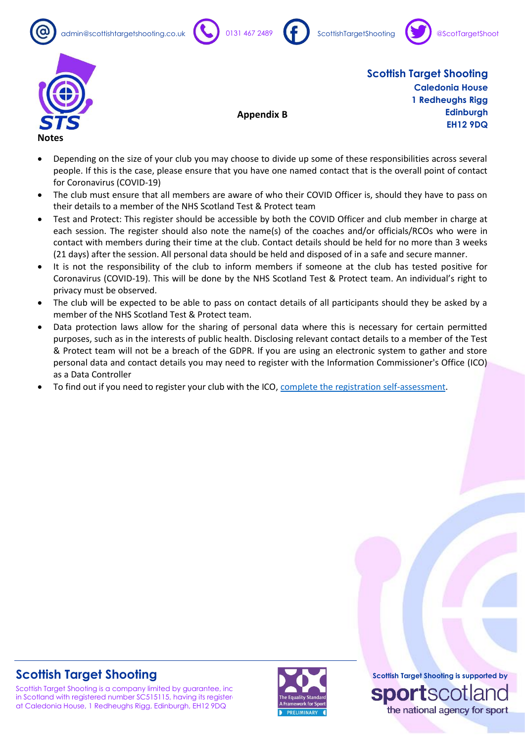**Appendix B**

**Notes**

- Depending on the size of your club you may choose to divide up some of these responsibilities across several people. If this is the case, please ensure that you have one named contact that is the overall point of contact for Coronavirus (COVID-19)
- The club must ensure that all members are aware of who their COVID Officer is, should they have to pass on their details to a member of the NHS Scotland Test & Protect team
- Test and Protect: This register should be accessible by both the COVID Officer and club member in charge at each session. The register should also note the name(s) of the coaches and/or officials/RCOs who were in contact with members during their time at the club. Contact details should be held for no more than 3 weeks (21 days) after the session. All personal data should be held and disposed of in a safe and secure manner.
- It is not the responsibility of the club to inform members if someone at the club has tested positive for Coronavirus (COVID-19). This will be done by the NHS Scotland Test & Protect team. An individual's right to privacy must be observed.
- The club will be expected to be able to pass on contact details of all participants should they be asked by a member of the NHS Scotland Test & Protect team.
- Data protection laws allow for the sharing of personal data where this is necessary for certain permitted purposes, such as in the interests of public health. Disclosing relevant contact details to a member of the Test & Protect team will not be a breach of the GDPR. If you are using an electronic system to gather and store personal data and contact details you may need to register with the Information Commissioner's Office (ICO) as a Data Controller
- To find out if you need to register your club with the ICO, complete the registration self-assessment.